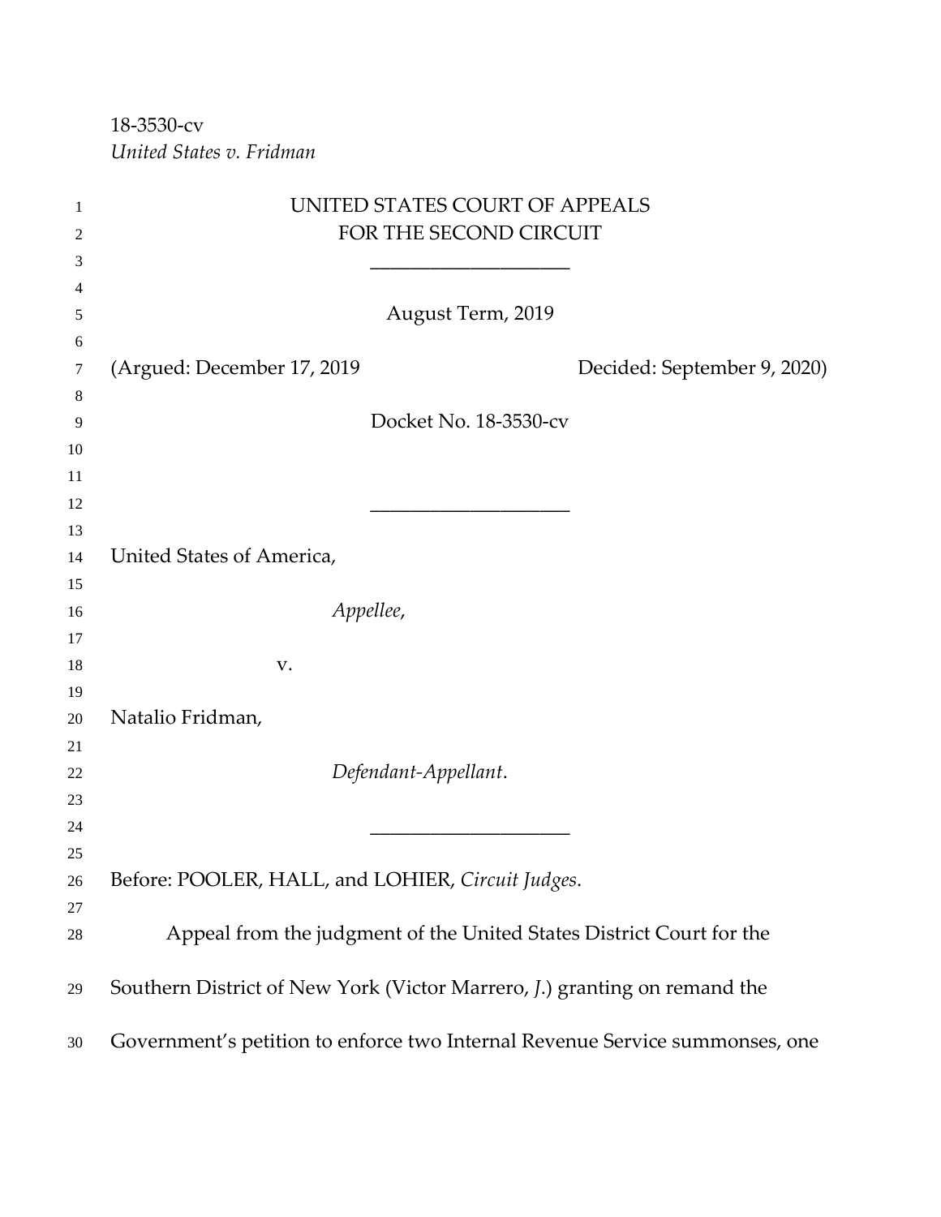18-3530-cv
*United States v. Fridman*

UNITED STATES COURT OF APPEALS
FOR THE SECOND CIRCUIT

\_\_\_\_\_\_\_\_\_\_\_\_\_\_\_\_\_\_\_\_

August Term, 2019

(Argued: December 17, 2019 Decided: September 9, 2020)

Docket No. 18-3530-cv

\_\_\_\_\_\_\_\_\_\_\_\_\_\_\_\_\_\_\_\_

United States of America,

*Appellee*,

v.

Natalio Fridman,

*Defendant-Appellant*.

\_\_\_\_\_\_\_\_\_\_\_\_\_\_\_\_\_\_\_\_

Before: POOLER, HALL, and LOHIER, *Circuit Judges*.

Appeal from the judgment of the United States District Court for the Southern District of New York (Victor Marrero, *J.*) granting on remand the Government's petition to enforce two Internal Revenue Service summonses, one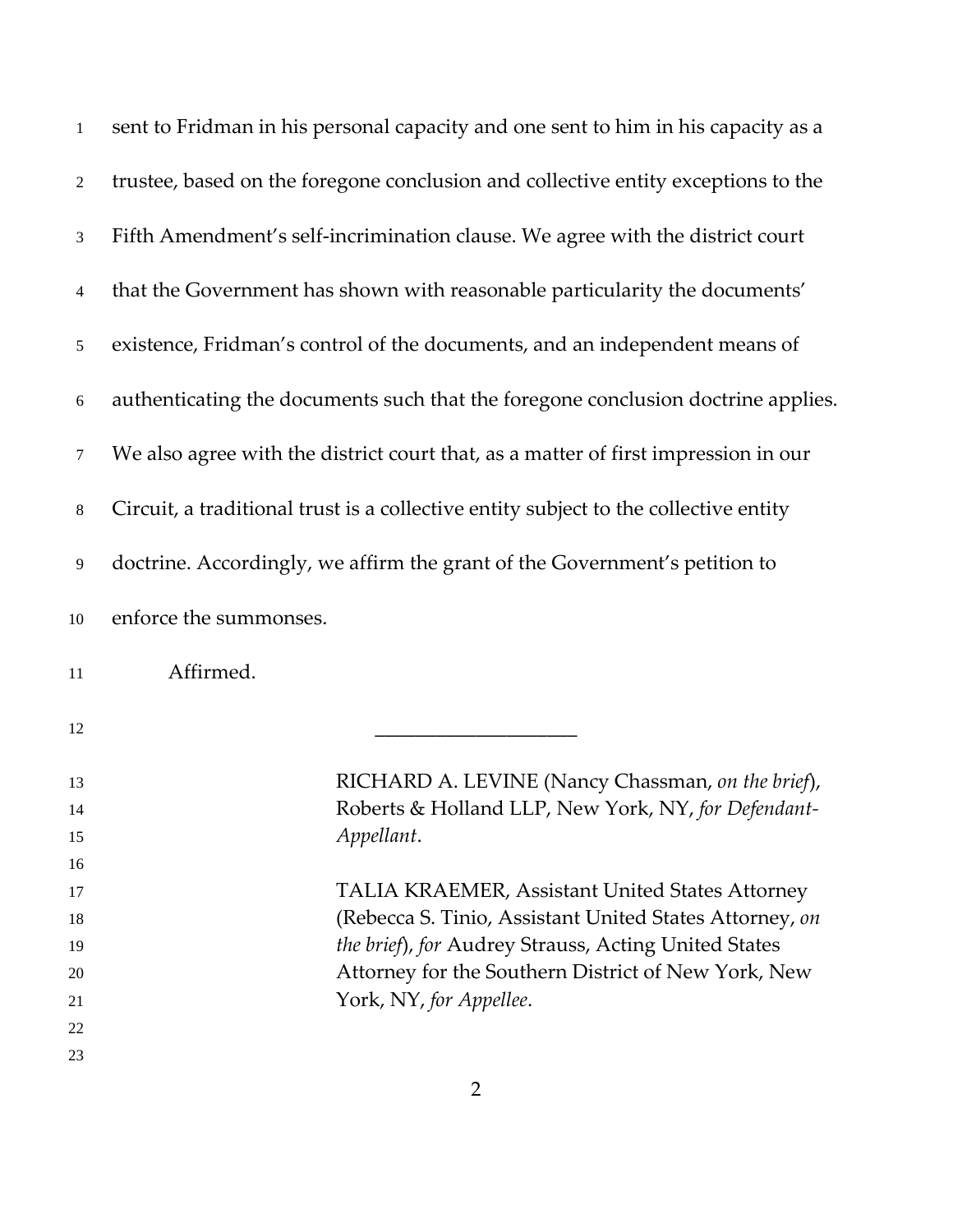sent to Fridman in his personal capacity and one sent to him in his capacity as a trustee, based on the foregone conclusion and collective entity exceptions to the Fifth Amendment's self-incrimination clause. We agree with the district court that the Government has shown with reasonable particularity the documents' existence, Fridman's control of the documents, and an independent means of authenticating the documents such that the foregone conclusion doctrine applies. We also agree with the district court that, as a matter of first impression in our Circuit, a traditional trust is a collective entity subject to the collective entity doctrine. Accordingly, we affirm the grant of the Government's petition to enforce the summonses.

Affirmed.

---

RICHARD A. LEVINE (Nancy Chassman, *on the brief*), Roberts & Holland LLP, New York, NY, *for Defendant-Appellant*.

TALIA KRAEMER, Assistant United States Attorney (Rebecca S. Tinio, Assistant United States Attorney, *on the brief*), *for* Audrey Strauss, Acting United States Attorney for the Southern District of New York, New York, NY, *for Appellee*.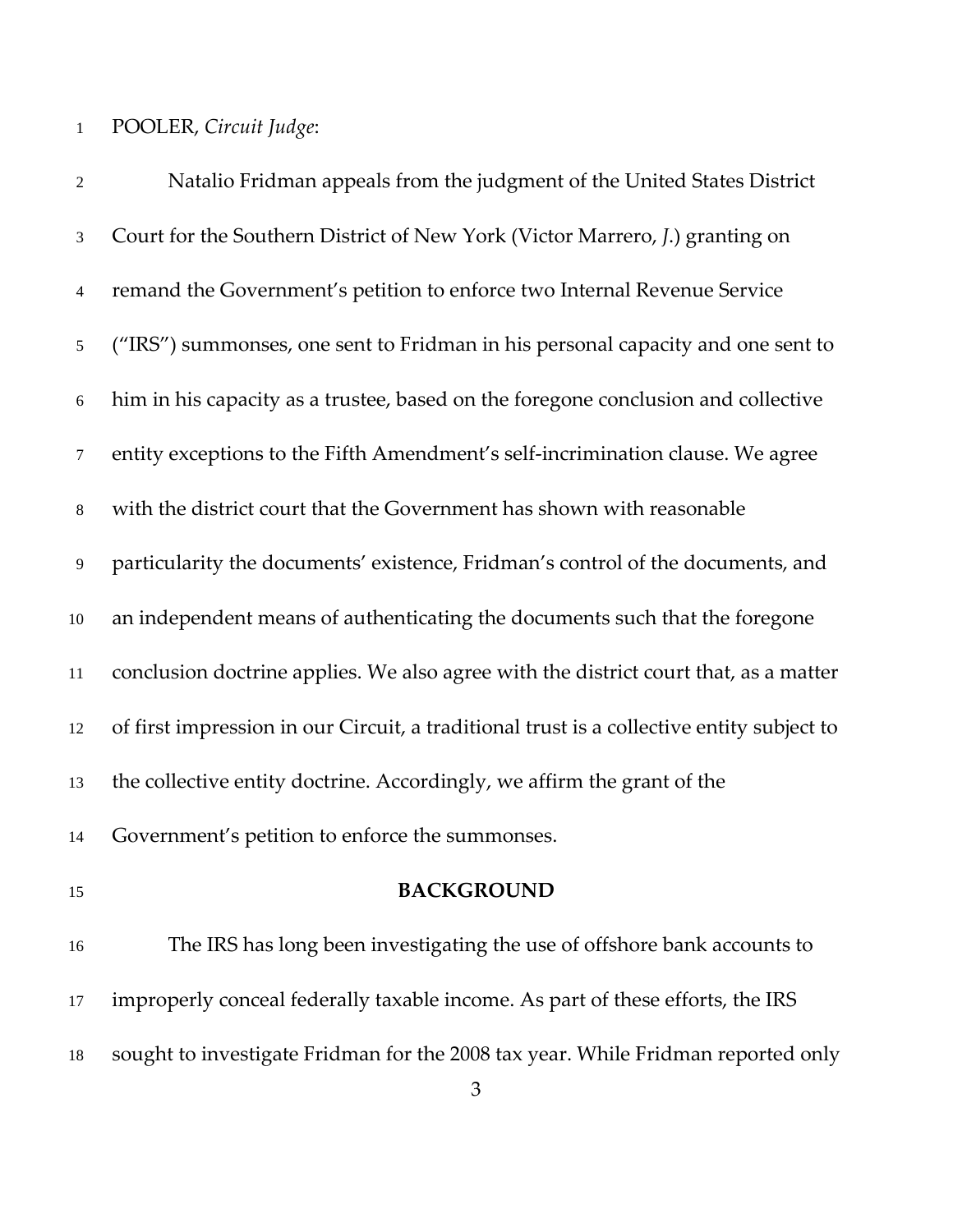POOLER, *Circuit Judge*:

Natalio Fridman appeals from the judgment of the United States District Court for the Southern District of New York (Victor Marrero, *J.*) granting on remand the Government's petition to enforce two Internal Revenue Service ("IRS") summonses, one sent to Fridman in his personal capacity and one sent to him in his capacity as a trustee, based on the foregone conclusion and collective entity exceptions to the Fifth Amendment's self-incrimination clause. We agree with the district court that the Government has shown with reasonable particularity the documents' existence, Fridman's control of the documents, and an independent means of authenticating the documents such that the foregone conclusion doctrine applies. We also agree with the district court that, as a matter of first impression in our Circuit, a traditional trust is a collective entity subject to the collective entity doctrine. Accordingly, we affirm the grant of the Government's petition to enforce the summonses.

## BACKGROUND

The IRS has long been investigating the use of offshore bank accounts to improperly conceal federally taxable income. As part of these efforts, the IRS sought to investigate Fridman for the 2008 tax year. While Fridman reported only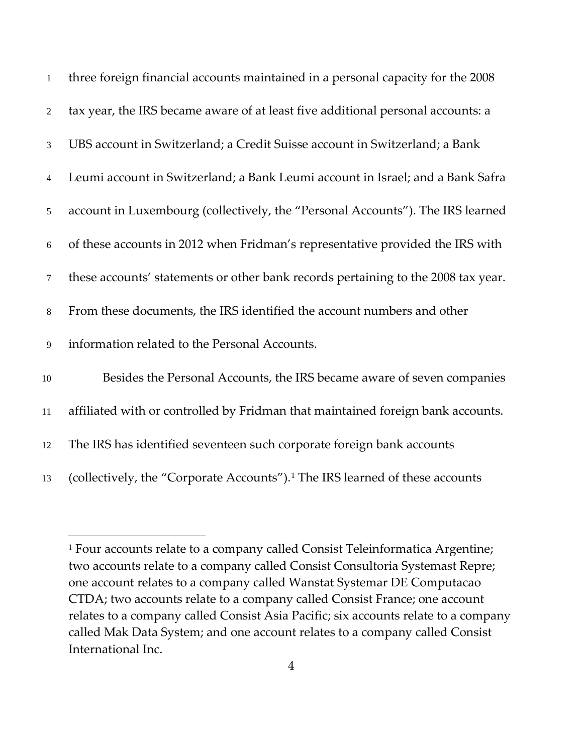three foreign financial accounts maintained in a personal capacity for the 2008 tax year, the IRS became aware of at least five additional personal accounts: a UBS account in Switzerland; a Credit Suisse account in Switzerland; a Bank Leumi account in Switzerland; a Bank Leumi account in Israel; and a Bank Safra account in Luxembourg (collectively, the "Personal Accounts"). The IRS learned of these accounts in 2012 when Fridman's representative provided the IRS with these accounts' statements or other bank records pertaining to the 2008 tax year. From these documents, the IRS identified the account numbers and other information related to the Personal Accounts.

Besides the Personal Accounts, the IRS became aware of seven companies affiliated with or controlled by Fridman that maintained foreign bank accounts. The IRS has identified seventeen such corporate foreign bank accounts (collectively, the "Corporate Accounts").[1] The IRS learned of these accounts

---

[1] Four accounts relate to a company called Consist Teleinformatica Argentine; two accounts relate to a company called Consist Consultoria Systemast Repre; one account relates to a company called Wanstat Systemar DE Computacao CTDA; two accounts relate to a company called Consist France; one account relates to a company called Consist Asia Pacific; six accounts relate to a company called Mak Data System; and one account relates to a company called Consist International Inc.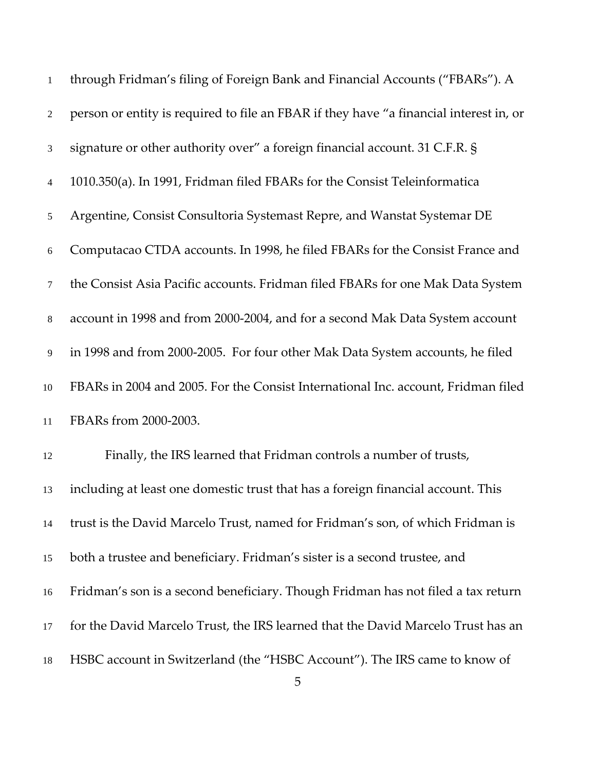through Fridman's filing of Foreign Bank and Financial Accounts ("FBARs"). A person or entity is required to file an FBAR if they have "a financial interest in, or signature or other authority over" a foreign financial account. 31 C.F.R. § 1010.350(a). In 1991, Fridman filed FBARs for the Consist Teleinformatica Argentine, Consist Consultoria Systemast Repre, and Wanstat Systemar DE Computacao CTDA accounts. In 1998, he filed FBARs for the Consist France and the Consist Asia Pacific accounts. Fridman filed FBARs for one Mak Data System account in 1998 and from 2000-2004, and for a second Mak Data System account in 1998 and from 2000-2005. For four other Mak Data System accounts, he filed FBARs in 2004 and 2005. For the Consist International Inc. account, Fridman filed FBARs from 2000-2003.

Finally, the IRS learned that Fridman controls a number of trusts, including at least one domestic trust that has a foreign financial account. This trust is the David Marcelo Trust, named for Fridman's son, of which Fridman is both a trustee and beneficiary. Fridman's sister is a second trustee, and Fridman's son is a second beneficiary. Though Fridman has not filed a tax return for the David Marcelo Trust, the IRS learned that the David Marcelo Trust has an HSBC account in Switzerland (the "HSBC Account"). The IRS came to know of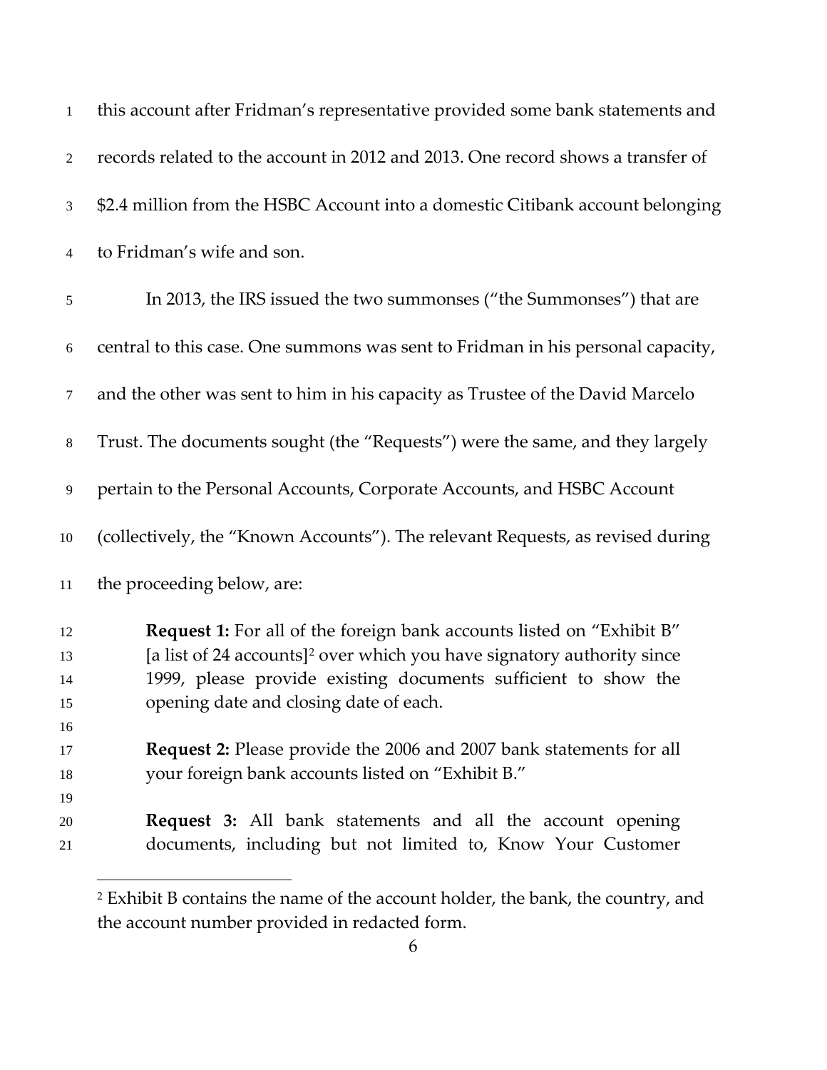this account after Fridman's representative provided some bank statements and records related to the account in 2012 and 2013. One record shows a transfer of $2.4 million from the HSBC Account into a domestic Citibank account belonging to Fridman's wife and son.

In 2013, the IRS issued the two summonses ("the Summonses") that are central to this case. One summons was sent to Fridman in his personal capacity, and the other was sent to him in his capacity as Trustee of the David Marcelo Trust. The documents sought (the "Requests") were the same, and they largely pertain to the Personal Accounts, Corporate Accounts, and HSBC Account (collectively, the "Known Accounts"). The relevant Requests, as revised during the proceeding below, are:

> **Request 1:** For all of the foreign bank accounts listed on "Exhibit B" [a list of 24 accounts][2] over which you have signatory authority since 1999, please provide existing documents sufficient to show the opening date and closing date of each.
>
> **Request 2:** Please provide the 2006 and 2007 bank statements for all your foreign bank accounts listed on "Exhibit B."
>
> **Request 3:** All bank statements and all the account opening documents, including but not limited to, Know Your Customer

[2] Exhibit B contains the name of the account holder, the bank, the country, and the account number provided in redacted form.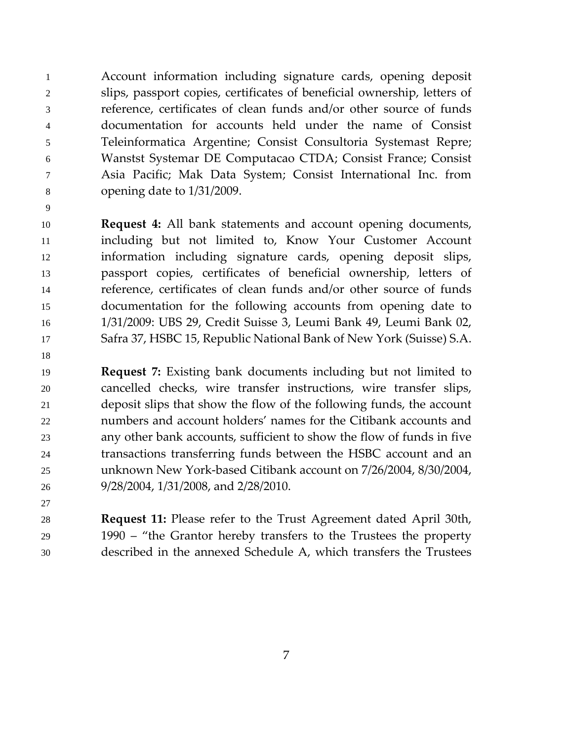Account information including signature cards, opening deposit slips, passport copies, certificates of beneficial ownership, letters of reference, certificates of clean funds and/or other source of funds documentation for accounts held under the name of Consist Teleinformatica Argentine; Consist Consultoria Systemast Repre; Wanstst Systemar DE Computacao CTDA; Consist France; Consist Asia Pacific; Mak Data System; Consist International Inc. from opening date to 1/31/2009.

**Request 4:** All bank statements and account opening documents, including but not limited to, Know Your Customer Account information including signature cards, opening deposit slips, passport copies, certificates of beneficial ownership, letters of reference, certificates of clean funds and/or other source of funds documentation for the following accounts from opening date to 1/31/2009: UBS 29, Credit Suisse 3, Leumi Bank 49, Leumi Bank 02, Safra 37, HSBC 15, Republic National Bank of New York (Suisse) S.A.

**Request 7:** Existing bank documents including but not limited to cancelled checks, wire transfer instructions, wire transfer slips, deposit slips that show the flow of the following funds, the account numbers and account holders' names for the Citibank accounts and any other bank accounts, sufficient to show the flow of funds in five transactions transferring funds between the HSBC account and an unknown New York-based Citibank account on 7/26/2004, 8/30/2004, 9/28/2004, 1/31/2008, and 2/28/2010.

**Request 11:** Please refer to the Trust Agreement dated April 30th, 1990 – "the Grantor hereby transfers to the Trustees the property described in the annexed Schedule A, which transfers the Trustees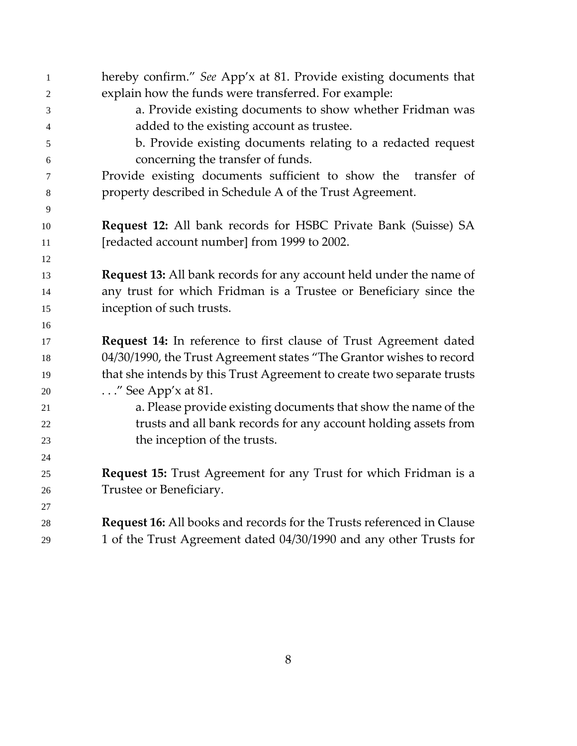hereby confirm." *See* App'x at 81. Provide existing documents that explain how the funds were transferred. For example:

a. Provide existing documents to show whether Fridman was added to the existing account as trustee.

b. Provide existing documents relating to a redacted request concerning the transfer of funds.

Provide existing documents sufficient to show the transfer of property described in Schedule A of the Trust Agreement.

**Request 12:** All bank records for HSBC Private Bank (Suisse) SA [redacted account number] from 1999 to 2002.

**Request 13:** All bank records for any account held under the name of any trust for which Fridman is a Trustee or Beneficiary since the inception of such trusts.

**Request 14:** In reference to first clause of Trust Agreement dated 04/30/1990, the Trust Agreement states "The Grantor wishes to record that she intends by this Trust Agreement to create two separate trusts . . ." See App'x at 81.

a. Please provide existing documents that show the name of the trusts and all bank records for any account holding assets from the inception of the trusts.

**Request 15:** Trust Agreement for any Trust for which Fridman is a Trustee or Beneficiary.

**Request 16:** All books and records for the Trusts referenced in Clause 1 of the Trust Agreement dated 04/30/1990 and any other Trusts for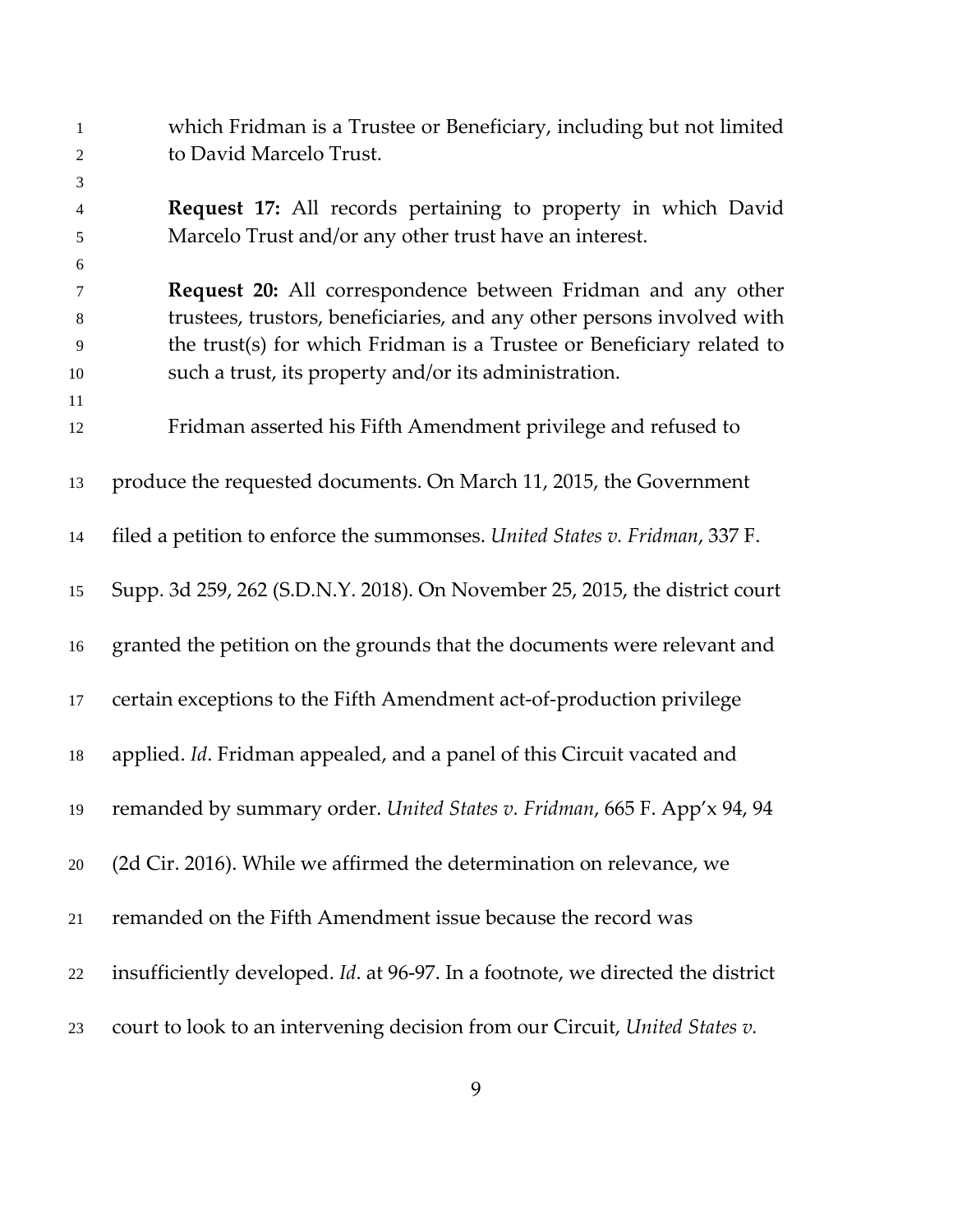which Fridman is a Trustee or Beneficiary, including but not limited to David Marcelo Trust.

> **Request 17:** All records pertaining to property in which David Marcelo Trust and/or any other trust have an interest.
>
> **Request 20:** All correspondence between Fridman and any other trustees, trustors, beneficiaries, and any other persons involved with the trust(s) for which Fridman is a Trustee or Beneficiary related to such a trust, its property and/or its administration.

Fridman asserted his Fifth Amendment privilege and refused to produce the requested documents. On March 11, 2015, the Government filed a petition to enforce the summonses. *United States v. Fridman*, 337 F. Supp. 3d 259, 262 (S.D.N.Y. 2018). On November 25, 2015, the district court granted the petition on the grounds that the documents were relevant and certain exceptions to the Fifth Amendment act-of-production privilege applied. *Id*. Fridman appealed, and a panel of this Circuit vacated and remanded by summary order. *United States v. Fridman*, 665 F. App'x 94, 94 (2d Cir. 2016). While we affirmed the determination on relevance, we remanded on the Fifth Amendment issue because the record was insufficiently developed. *Id*. at 96-97. In a footnote, we directed the district court to look to an intervening decision from our Circuit, *United States v.*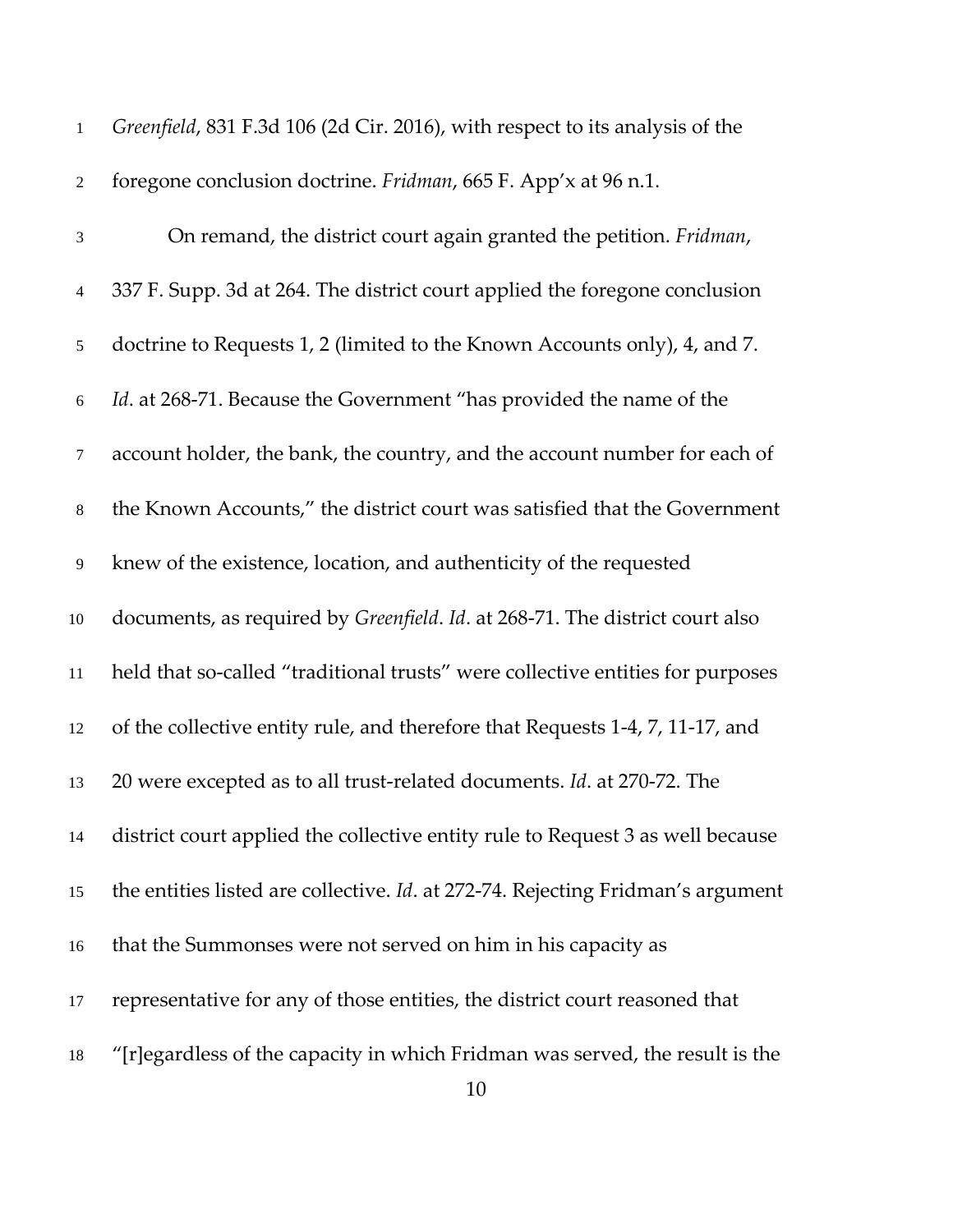*Greenfield*, 831 F.3d 106 (2d Cir. 2016), with respect to its analysis of the foregone conclusion doctrine. *Fridman*, 665 F. App'x at 96 n.1.

On remand, the district court again granted the petition. *Fridman*, 337 F. Supp. 3d at 264. The district court applied the foregone conclusion doctrine to Requests 1, 2 (limited to the Known Accounts only), 4, and 7. *Id*. at 268-71. Because the Government "has provided the name of the account holder, the bank, the country, and the account number for each of the Known Accounts," the district court was satisfied that the Government knew of the existence, location, and authenticity of the requested documents, as required by *Greenfield*. *Id*. at 268-71. The district court also held that so-called "traditional trusts" were collective entities for purposes of the collective entity rule, and therefore that Requests 1-4, 7, 11-17, and 20 were excepted as to all trust-related documents. *Id*. at 270-72. The district court applied the collective entity rule to Request 3 as well because the entities listed are collective. *Id*. at 272-74. Rejecting Fridman's argument that the Summonses were not served on him in his capacity as representative for any of those entities, the district court reasoned that "[r]egardless of the capacity in which Fridman was served, the result is the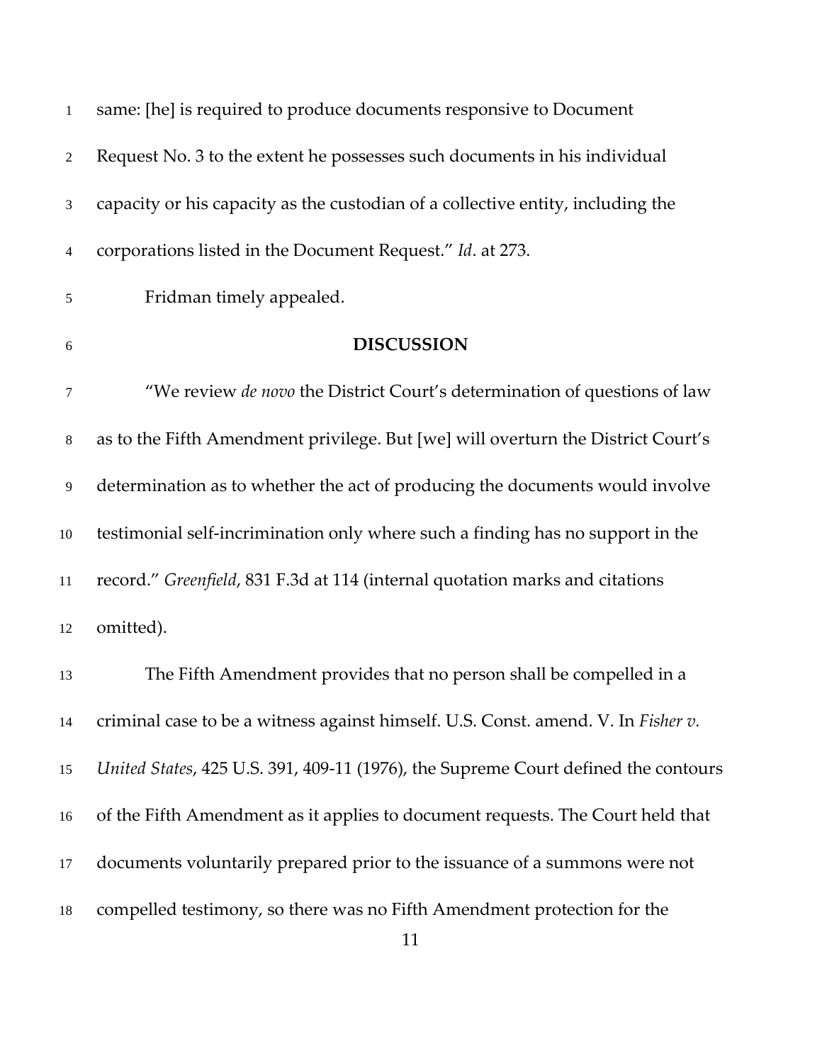same: [he] is required to produce documents responsive to Document Request No. 3 to the extent he possesses such documents in his individual capacity or his capacity as the custodian of a collective entity, including the corporations listed in the Document Request." *Id*. at 273.

Fridman timely appealed.

## DISCUSSION

"We review *de novo* the District Court's determination of questions of law as to the Fifth Amendment privilege. But [we] will overturn the District Court's determination as to whether the act of producing the documents would involve testimonial self-incrimination only where such a finding has no support in the record." *Greenfield*, 831 F.3d at 114 (internal quotation marks and citations omitted).

The Fifth Amendment provides that no person shall be compelled in a criminal case to be a witness against himself. U.S. Const. amend. V. In *Fisher v. United States*, 425 U.S. 391, 409-11 (1976), the Supreme Court defined the contours of the Fifth Amendment as it applies to document requests. The Court held that documents voluntarily prepared prior to the issuance of a summons were not compelled testimony, so there was no Fifth Amendment protection for the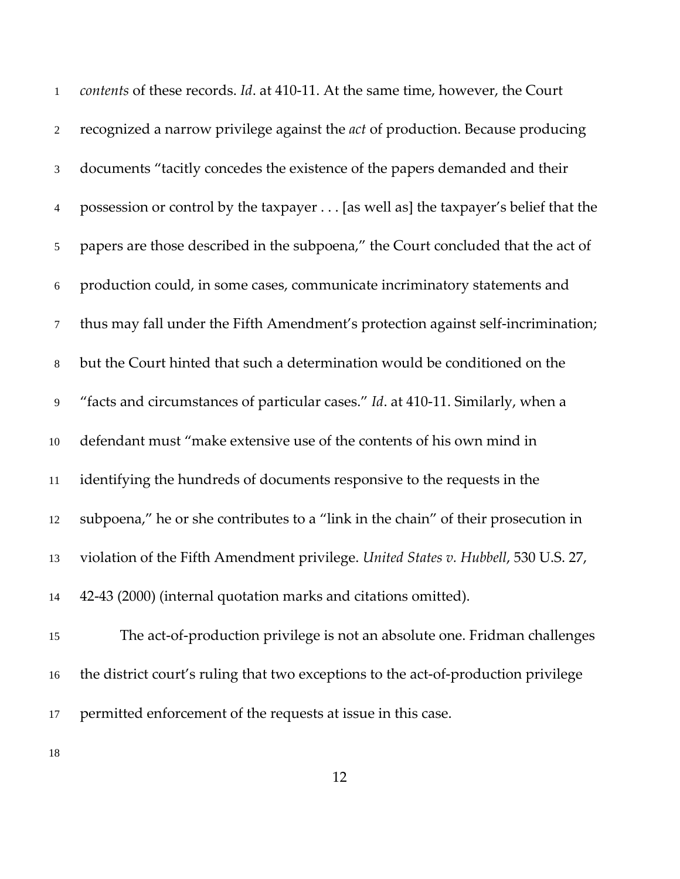*contents* of these records. *Id*. at 410-11. At the same time, however, the Court recognized a narrow privilege against the *act* of production. Because producing documents "tacitly concedes the existence of the papers demanded and their possession or control by the taxpayer . . . [as well as] the taxpayer's belief that the papers are those described in the subpoena," the Court concluded that the act of production could, in some cases, communicate incriminatory statements and thus may fall under the Fifth Amendment's protection against self-incrimination; but the Court hinted that such a determination would be conditioned on the "facts and circumstances of particular cases." *Id*. at 410-11. Similarly, when a defendant must "make extensive use of the contents of his own mind in identifying the hundreds of documents responsive to the requests in the subpoena," he or she contributes to a "link in the chain" of their prosecution in violation of the Fifth Amendment privilege. *United States v. Hubbell*, 530 U.S. 27, 42-43 (2000) (internal quotation marks and citations omitted).

The act-of-production privilege is not an absolute one. Fridman challenges the district court's ruling that two exceptions to the act-of-production privilege permitted enforcement of the requests at issue in this case.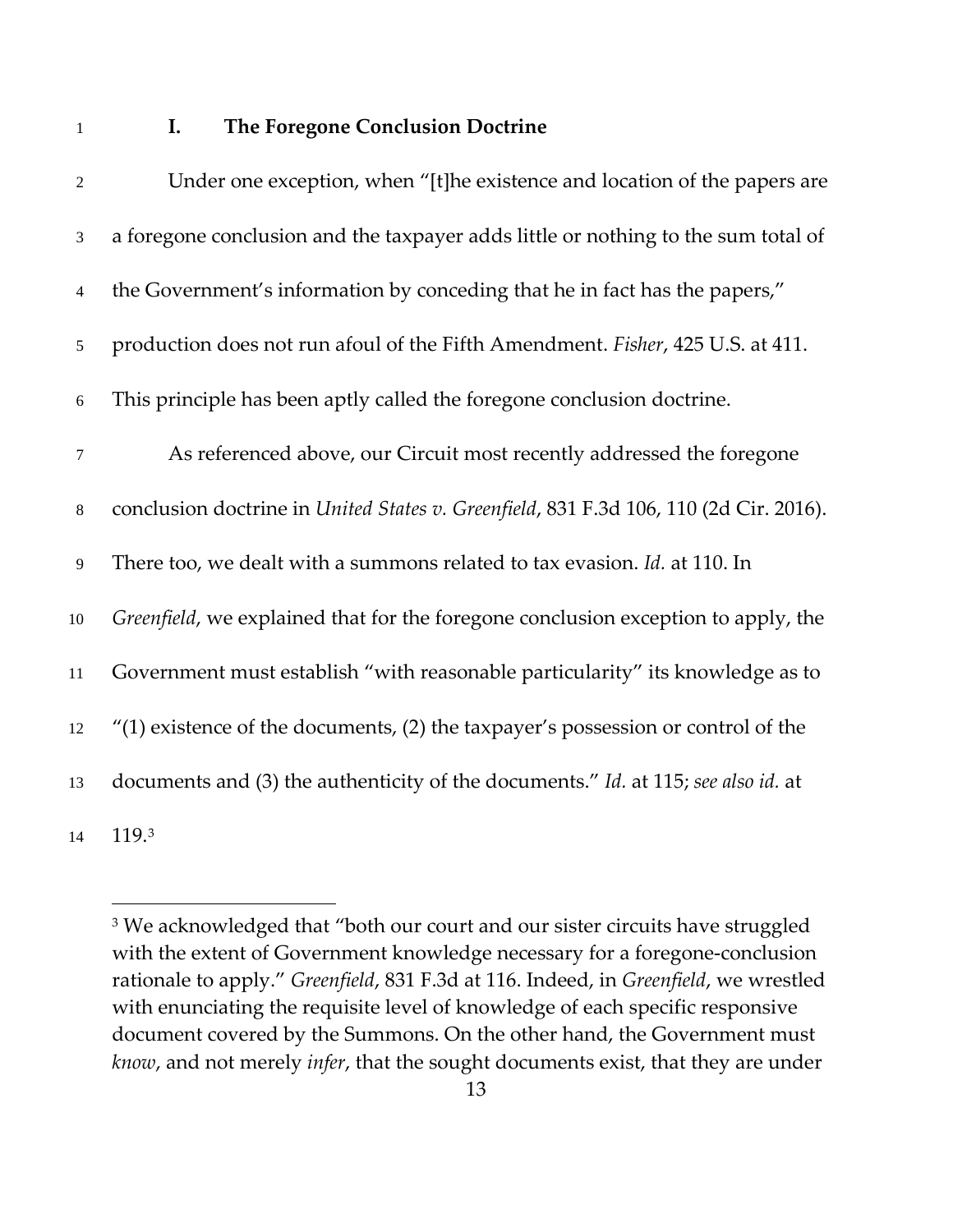## I. The Foregone Conclusion Doctrine

Under one exception, when "[t]he existence and location of the papers are a foregone conclusion and the taxpayer adds little or nothing to the sum total of the Government's information by conceding that he in fact has the papers," production does not run afoul of the Fifth Amendment. *Fisher*, 425 U.S. at 411. This principle has been aptly called the foregone conclusion doctrine.

As referenced above, our Circuit most recently addressed the foregone conclusion doctrine in *United States v. Greenfield*, 831 F.3d 106, 110 (2d Cir. 2016). There too, we dealt with a summons related to tax evasion. *Id.* at 110. In *Greenfield*, we explained that for the foregone conclusion exception to apply, the Government must establish "with reasonable particularity" its knowledge as to "(1) existence of the documents, (2) the taxpayer's possession or control of the documents and (3) the authenticity of the documents." *Id.* at 115; *see also id.* at 119.[3]

---

[3] We acknowledged that "both our court and our sister circuits have struggled with the extent of Government knowledge necessary for a foregone-conclusion rationale to apply." *Greenfield*, 831 F.3d at 116. Indeed, in *Greenfield*, we wrestled with enunciating the requisite level of knowledge of each specific responsive document covered by the Summons. On the other hand, the Government must *know*, and not merely *infer*, that the sought documents exist, that they are under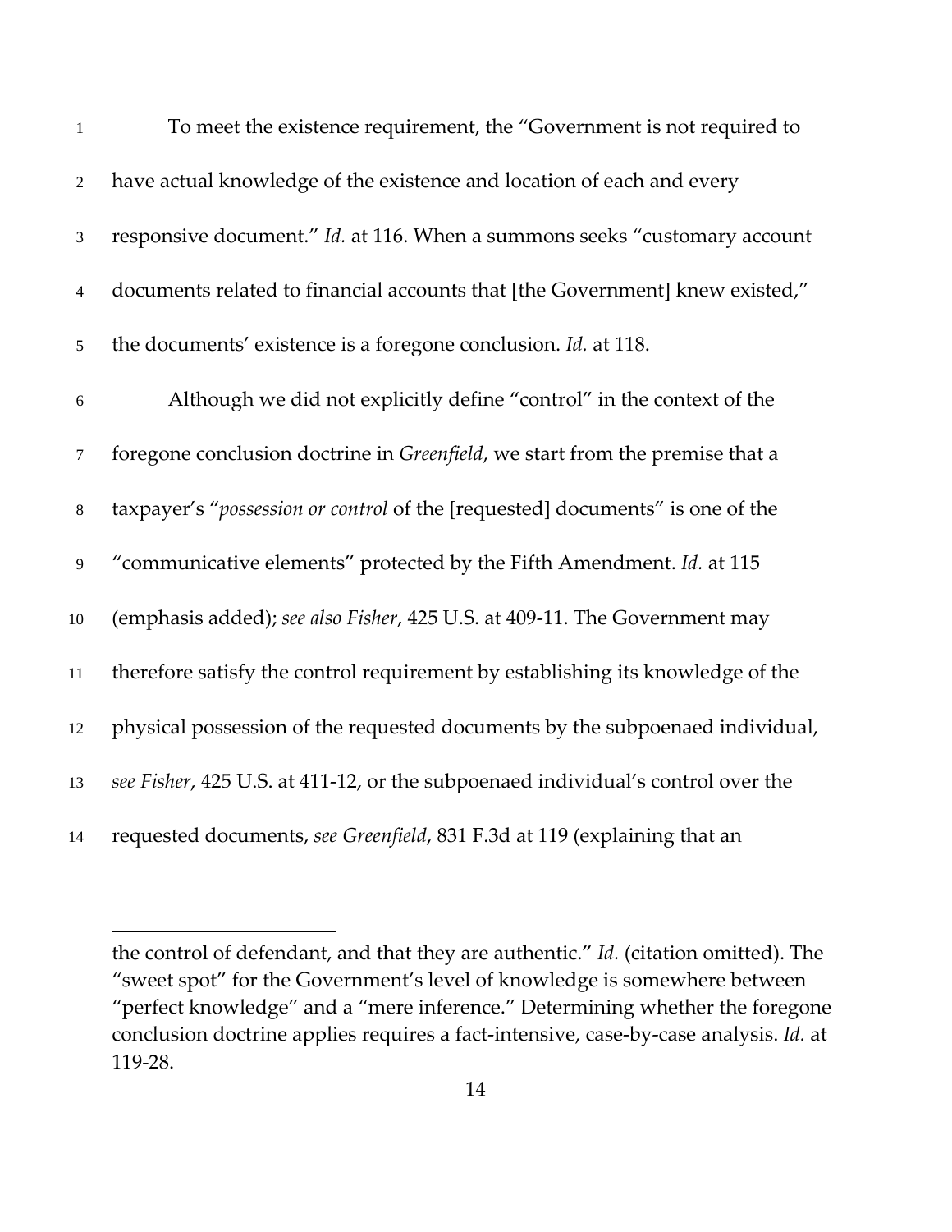To meet the existence requirement, the "Government is not required to have actual knowledge of the existence and location of each and every responsive document." *Id.* at 116. When a summons seeks "customary account documents related to financial accounts that [the Government] knew existed," the documents' existence is a foregone conclusion. *Id.* at 118.

Although we did not explicitly define "control" in the context of the foregone conclusion doctrine in *Greenfield*, we start from the premise that a taxpayer's "*possession or control* of the [requested] documents" is one of the "communicative elements" protected by the Fifth Amendment. *Id.* at 115 (emphasis added); *see also Fisher*, 425 U.S. at 409-11. The Government may therefore satisfy the control requirement by establishing its knowledge of the physical possession of the requested documents by the subpoenaed individual, *see Fisher*, 425 U.S. at 411-12, or the subpoenaed individual's control over the requested documents, *see Greenfield*, 831 F.3d at 119 (explaining that an

---

the control of defendant, and that they are authentic." *Id.* (citation omitted). The "sweet spot" for the Government's level of knowledge is somewhere between "perfect knowledge" and a "mere inference." Determining whether the foregone conclusion doctrine applies requires a fact-intensive, case-by-case analysis. *Id.* at 119-28.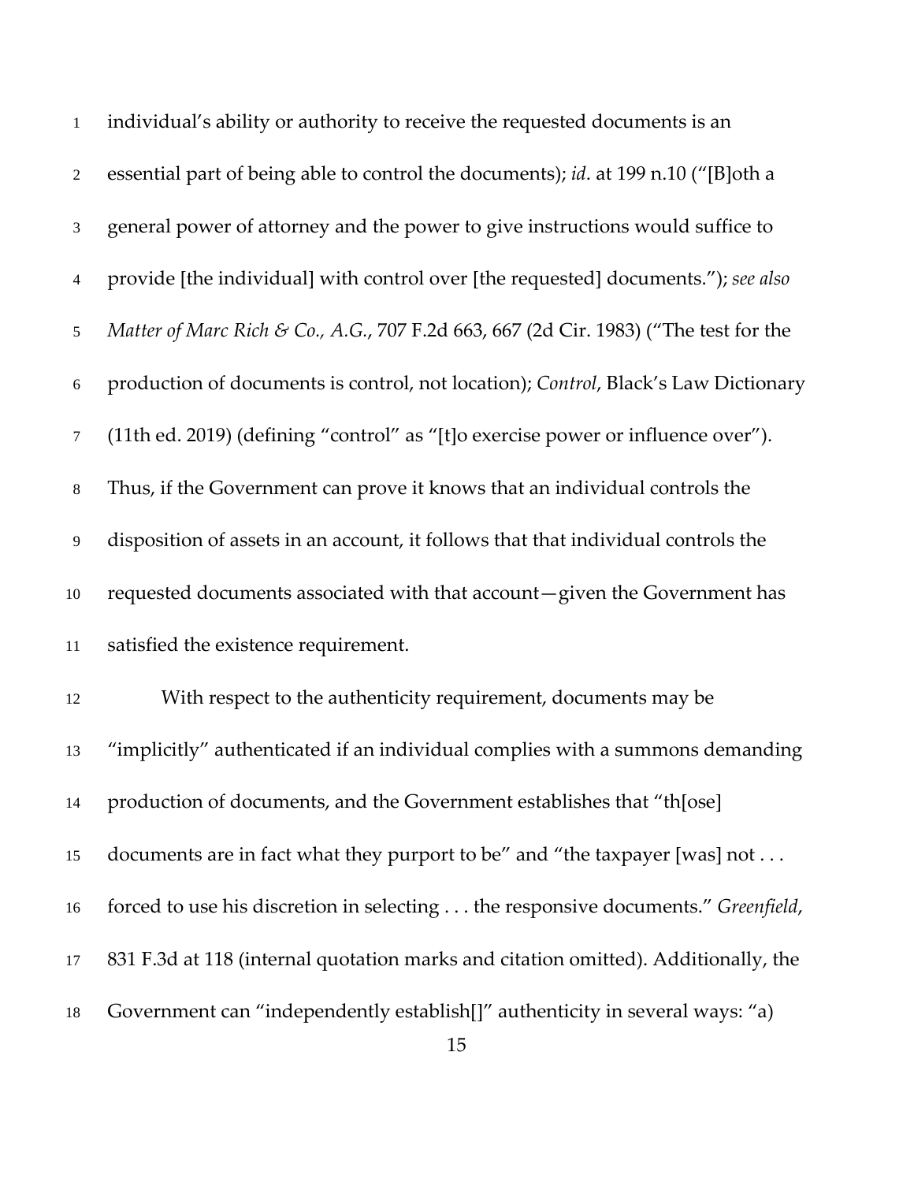individual's ability or authority to receive the requested documents is an essential part of being able to control the documents); *id*. at 199 n.10 ("[B]oth a general power of attorney and the power to give instructions would suffice to provide [the individual] with control over [the requested] documents."); *see also Matter of Marc Rich & Co., A.G.*, 707 F.2d 663, 667 (2d Cir. 1983) ("The test for the production of documents is control, not location); *Control*, Black's Law Dictionary (11th ed. 2019) (defining "control" as "[t]o exercise power or influence over"). Thus, if the Government can prove it knows that an individual controls the disposition of assets in an account, it follows that that individual controls the requested documents associated with that account—given the Government has satisfied the existence requirement.

With respect to the authenticity requirement, documents may be "implicitly" authenticated if an individual complies with a summons demanding production of documents, and the Government establishes that "th[ose] documents are in fact what they purport to be" and "the taxpayer [was] not . . . forced to use his discretion in selecting . . . the responsive documents." *Greenfield*, 831 F.3d at 118 (internal quotation marks and citation omitted). Additionally, the Government can "independently establish[]" authenticity in several ways: "a)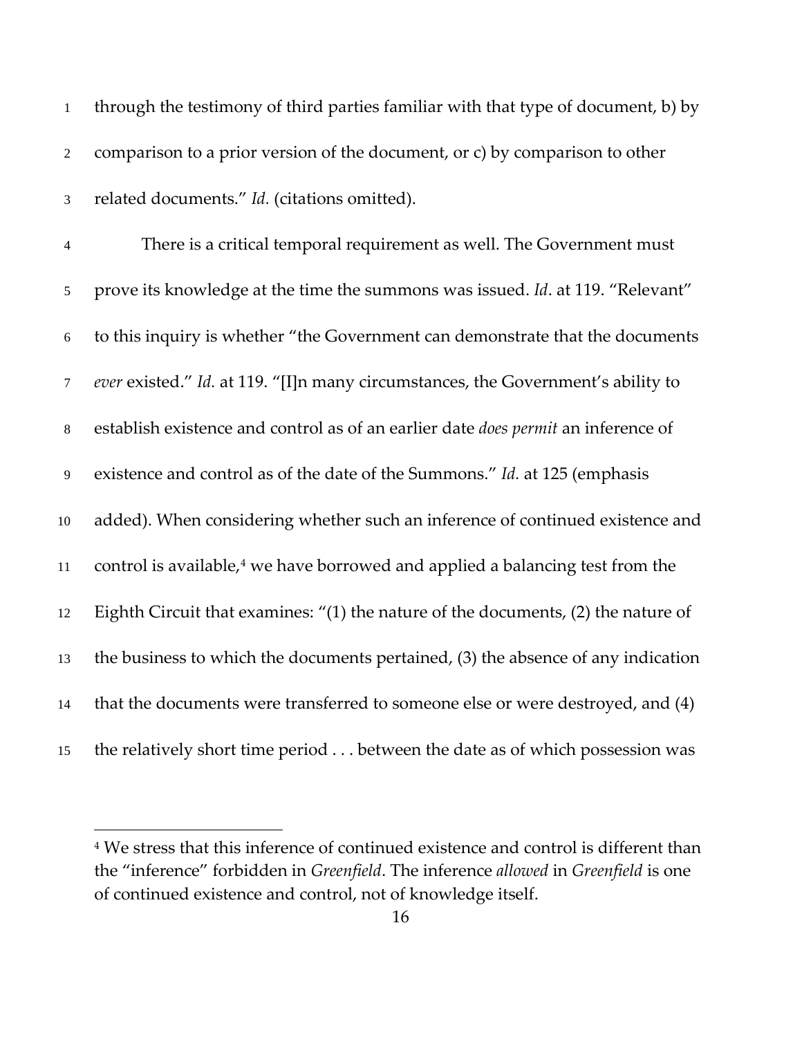through the testimony of third parties familiar with that type of document, b) by comparison to a prior version of the document, or c) by comparison to other related documents." *Id.* (citations omitted).

There is a critical temporal requirement as well. The Government must prove its knowledge at the time the summons was issued. *Id*. at 119. "Relevant" to this inquiry is whether "the Government can demonstrate that the documents *ever* existed." *Id.* at 119. "[I]n many circumstances, the Government's ability to establish existence and control as of an earlier date *does permit* an inference of existence and control as of the date of the Summons." *Id.* at 125 (emphasis added). When considering whether such an inference of continued existence and control is available,[4] we have borrowed and applied a balancing test from the Eighth Circuit that examines: "(1) the nature of the documents, (2) the nature of the business to which the documents pertained, (3) the absence of any indication that the documents were transferred to someone else or were destroyed, and (4) the relatively short time period . . . between the date as of which possession was

[4] We stress that this inference of continued existence and control is different than the "inference" forbidden in *Greenfield*. The inference *allowed* in *Greenfield* is one of continued existence and control, not of knowledge itself.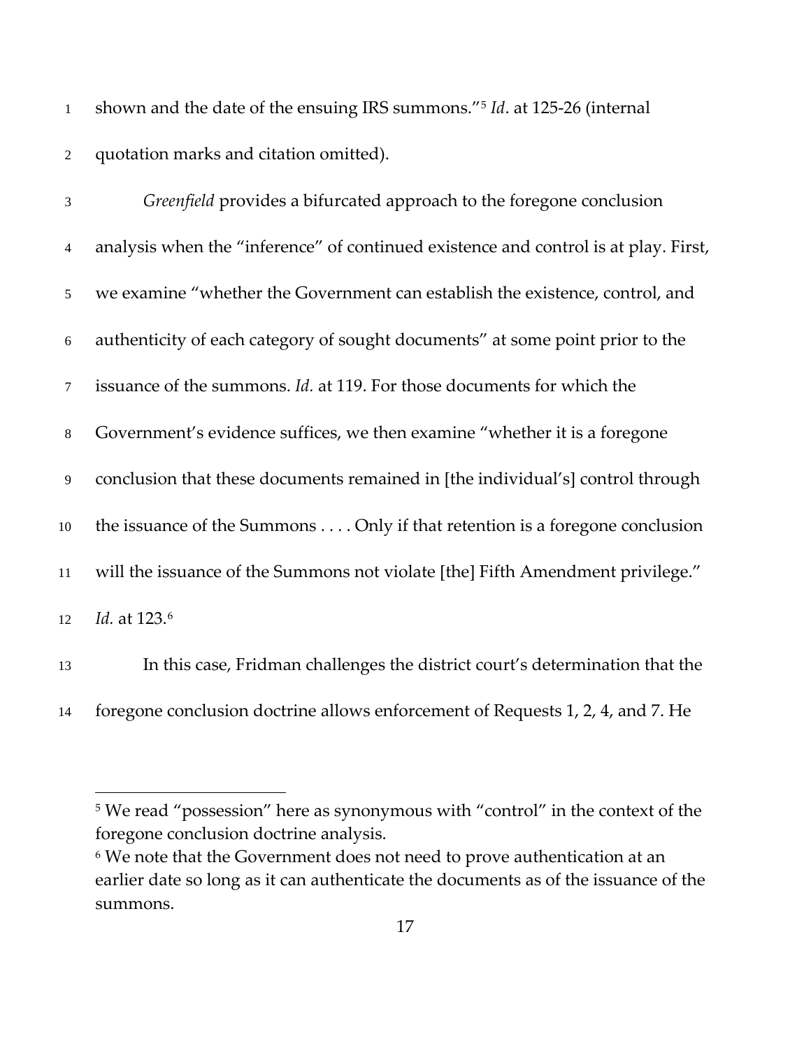shown and the date of the ensuing IRS summons."[5] *Id*. at 125-26 (internal quotation marks and citation omitted).

*Greenfield* provides a bifurcated approach to the foregone conclusion analysis when the "inference" of continued existence and control is at play. First, we examine "whether the Government can establish the existence, control, and authenticity of each category of sought documents" at some point prior to the issuance of the summons. *Id.* at 119. For those documents for which the Government's evidence suffices, we then examine "whether it is a foregone conclusion that these documents remained in [the individual's] control through the issuance of the Summons . . . . Only if that retention is a foregone conclusion will the issuance of the Summons not violate [the] Fifth Amendment privilege." *Id.* at 123.[6]

In this case, Fridman challenges the district court's determination that the foregone conclusion doctrine allows enforcement of Requests 1, 2, 4, and 7. He

---

[5] We read "possession" here as synonymous with "control" in the context of the foregone conclusion doctrine analysis.

[6] We note that the Government does not need to prove authentication at an earlier date so long as it can authenticate the documents as of the issuance of the summons.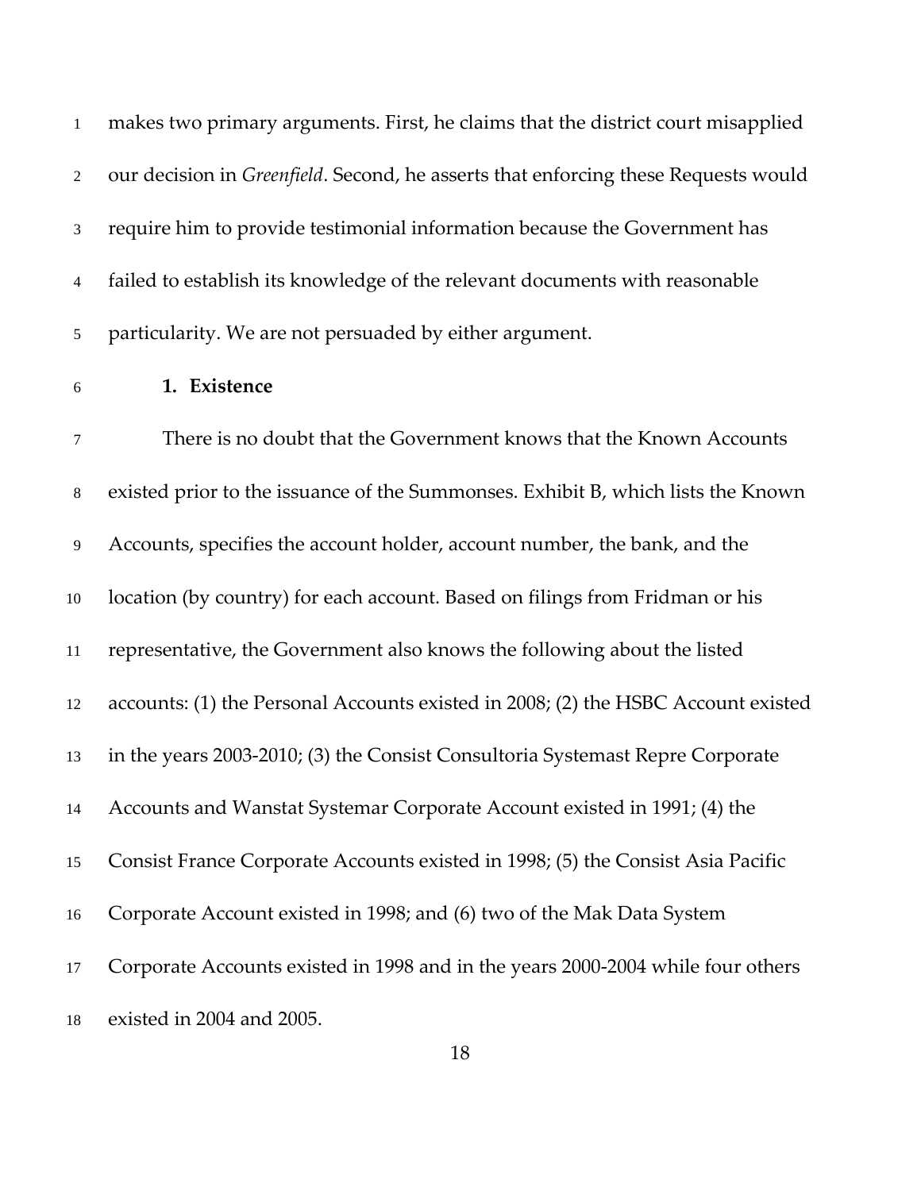makes two primary arguments. First, he claims that the district court misapplied our decision in *Greenfield*. Second, he asserts that enforcing these Requests would require him to provide testimonial information because the Government has failed to establish its knowledge of the relevant documents with reasonable particularity. We are not persuaded by either argument.

**1. Existence**

There is no doubt that the Government knows that the Known Accounts existed prior to the issuance of the Summonses. Exhibit B, which lists the Known Accounts, specifies the account holder, account number, the bank, and the location (by country) for each account. Based on filings from Fridman or his representative, the Government also knows the following about the listed accounts: (1) the Personal Accounts existed in 2008; (2) the HSBC Account existed in the years 2003-2010; (3) the Consist Consultoria Systemast Repre Corporate Accounts and Wanstat Systemar Corporate Account existed in 1991; (4) the Consist France Corporate Accounts existed in 1998; (5) the Consist Asia Pacific Corporate Account existed in 1998; and (6) two of the Mak Data System Corporate Accounts existed in 1998 and in the years 2000-2004 while four others existed in 2004 and 2005.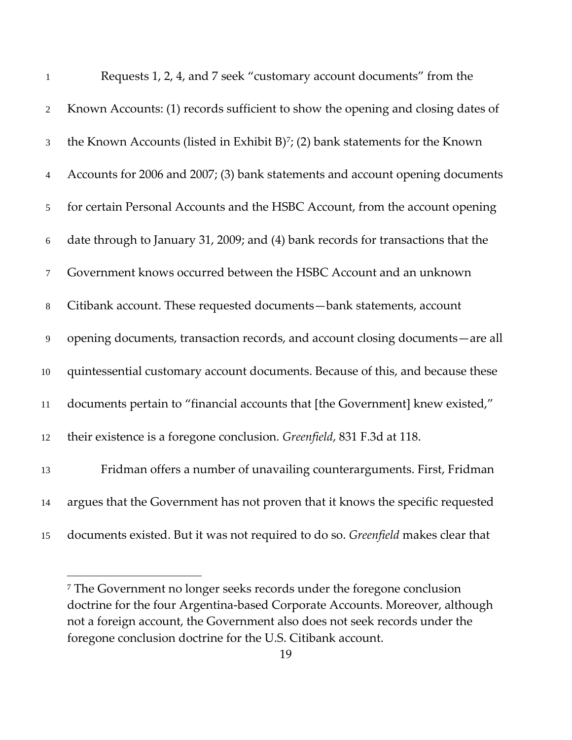Requests 1, 2, 4, and 7 seek "customary account documents" from the Known Accounts: (1) records sufficient to show the opening and closing dates of the Known Accounts (listed in Exhibit B)[7]; (2) bank statements for the Known Accounts for 2006 and 2007; (3) bank statements and account opening documents for certain Personal Accounts and the HSBC Account, from the account opening date through to January 31, 2009; and (4) bank records for transactions that the Government knows occurred between the HSBC Account and an unknown Citibank account. These requested documents—bank statements, account opening documents, transaction records, and account closing documents—are all quintessential customary account documents. Because of this, and because these documents pertain to "financial accounts that [the Government] knew existed," their existence is a foregone conclusion. *Greenfield*, 831 F.3d at 118.

Fridman offers a number of unavailing counterarguments. First, Fridman argues that the Government has not proven that it knows the specific requested documents existed. But it was not required to do so. *Greenfield* makes clear that

---

[7] The Government no longer seeks records under the foregone conclusion doctrine for the four Argentina-based Corporate Accounts. Moreover, although not a foreign account, the Government also does not seek records under the foregone conclusion doctrine for the U.S. Citibank account.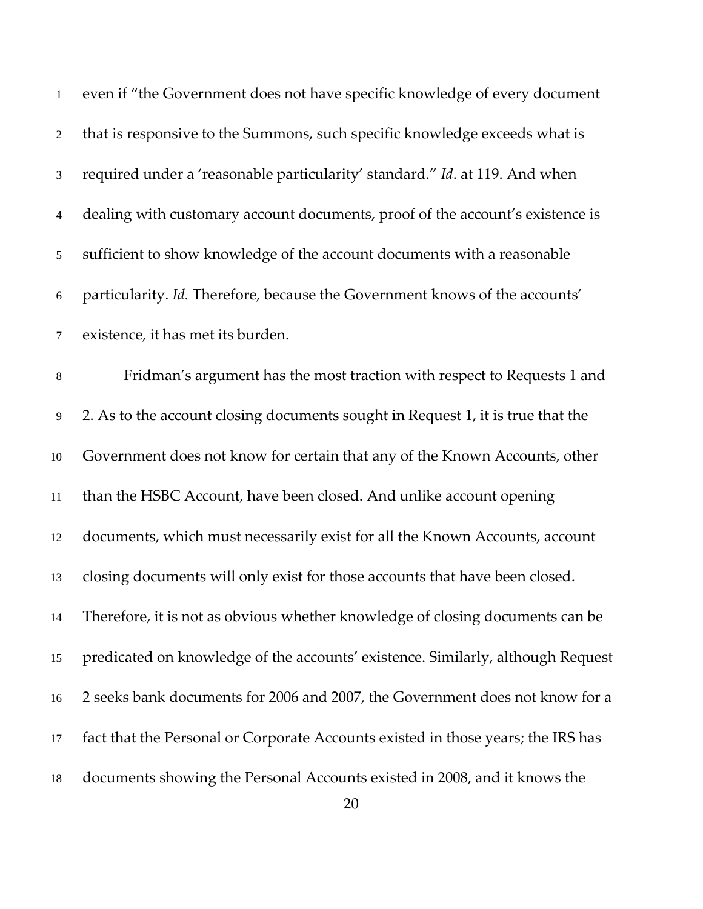even if "the Government does not have specific knowledge of every document that is responsive to the Summons, such specific knowledge exceeds what is required under a 'reasonable particularity' standard." *Id*. at 119. And when dealing with customary account documents, proof of the account's existence is sufficient to show knowledge of the account documents with a reasonable particularity. *Id.* Therefore, because the Government knows of the accounts' existence, it has met its burden.

Fridman's argument has the most traction with respect to Requests 1 and 2. As to the account closing documents sought in Request 1, it is true that the Government does not know for certain that any of the Known Accounts, other than the HSBC Account, have been closed. And unlike account opening documents, which must necessarily exist for all the Known Accounts, account closing documents will only exist for those accounts that have been closed. Therefore, it is not as obvious whether knowledge of closing documents can be predicated on knowledge of the accounts' existence. Similarly, although Request 2 seeks bank documents for 2006 and 2007, the Government does not know for a fact that the Personal or Corporate Accounts existed in those years; the IRS has documents showing the Personal Accounts existed in 2008, and it knows the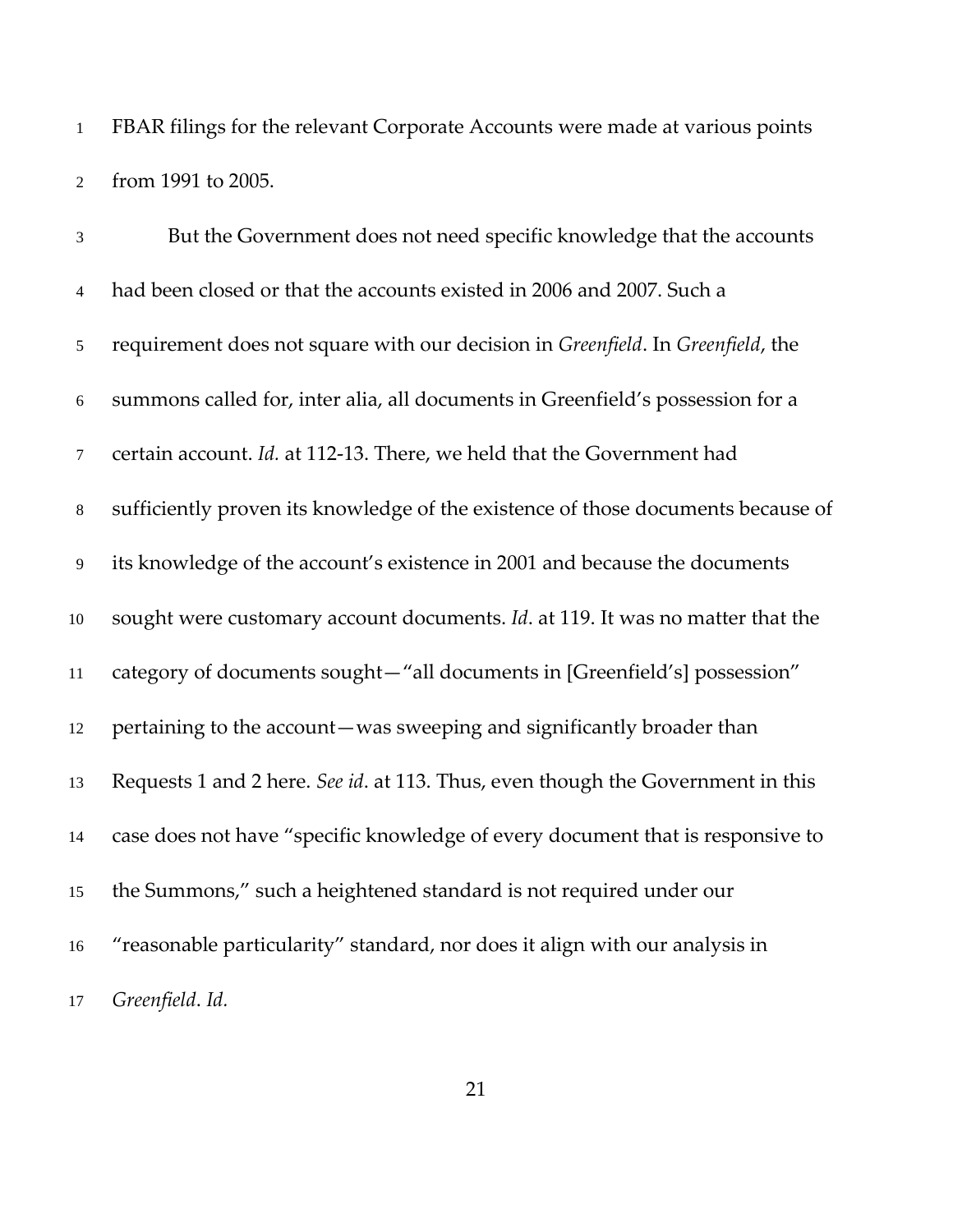FBAR filings for the relevant Corporate Accounts were made at various points from 1991 to 2005.

But the Government does not need specific knowledge that the accounts had been closed or that the accounts existed in 2006 and 2007. Such a requirement does not square with our decision in *Greenfield*. In *Greenfield*, the summons called for, inter alia, all documents in Greenfield's possession for a certain account. *Id.* at 112-13. There, we held that the Government had sufficiently proven its knowledge of the existence of those documents because of its knowledge of the account's existence in 2001 and because the documents sought were customary account documents. *Id*. at 119. It was no matter that the category of documents sought—"all documents in [Greenfield's] possession" pertaining to the account—was sweeping and significantly broader than Requests 1 and 2 here. *See id*. at 113. Thus, even though the Government in this case does not have "specific knowledge of every document that is responsive to the Summons," such a heightened standard is not required under our "reasonable particularity" standard, nor does it align with our analysis in *Greenfield*. *Id.*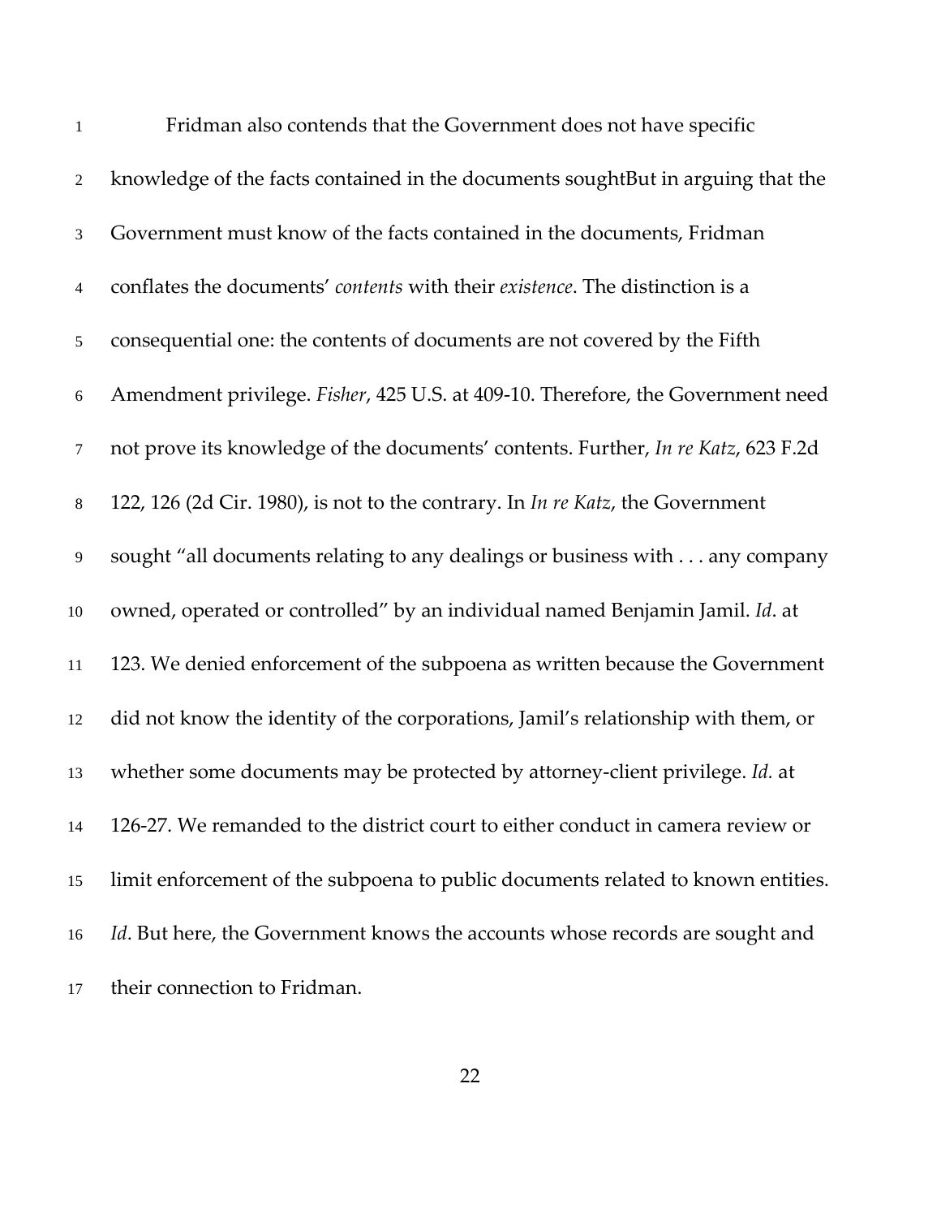Fridman also contends that the Government does not have specific knowledge of the facts contained in the documents soughtBut in arguing that the Government must know of the facts contained in the documents, Fridman conflates the documents' *contents* with their *existence*. The distinction is a consequential one: the contents of documents are not covered by the Fifth Amendment privilege. *Fisher*, 425 U.S. at 409-10. Therefore, the Government need not prove its knowledge of the documents' contents. Further, *In re Katz*, 623 F.2d 122, 126 (2d Cir. 1980), is not to the contrary. In *In re Katz*, the Government sought "all documents relating to any dealings or business with . . . any company owned, operated or controlled" by an individual named Benjamin Jamil. *Id*. at 123. We denied enforcement of the subpoena as written because the Government did not know the identity of the corporations, Jamil's relationship with them, or whether some documents may be protected by attorney-client privilege. *Id.* at 126-27. We remanded to the district court to either conduct in camera review or limit enforcement of the subpoena to public documents related to known entities. *Id*. But here, the Government knows the accounts whose records are sought and their connection to Fridman.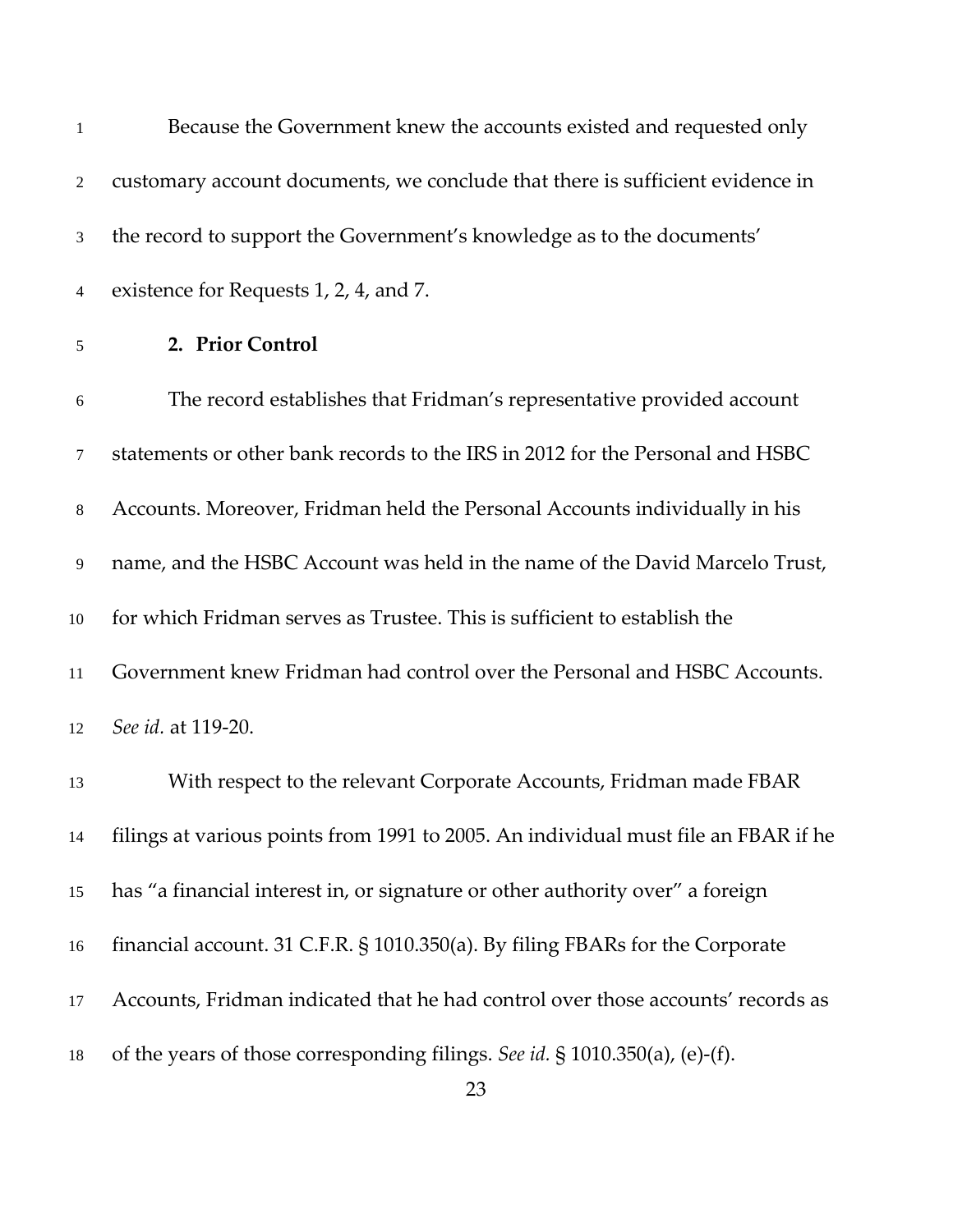Because the Government knew the accounts existed and requested only customary account documents, we conclude that there is sufficient evidence in the record to support the Government's knowledge as to the documents' existence for Requests 1, 2, 4, and 7.

### 2. Prior Control

The record establishes that Fridman's representative provided account statements or other bank records to the IRS in 2012 for the Personal and HSBC Accounts. Moreover, Fridman held the Personal Accounts individually in his name, and the HSBC Account was held in the name of the David Marcelo Trust, for which Fridman serves as Trustee. This is sufficient to establish the Government knew Fridman had control over the Personal and HSBC Accounts. *See id.* at 119-20.

With respect to the relevant Corporate Accounts, Fridman made FBAR filings at various points from 1991 to 2005. An individual must file an FBAR if he has "a financial interest in, or signature or other authority over" a foreign financial account. 31 C.F.R. § 1010.350(a). By filing FBARs for the Corporate Accounts, Fridman indicated that he had control over those accounts' records as of the years of those corresponding filings. *See id.* § 1010.350(a), (e)-(f).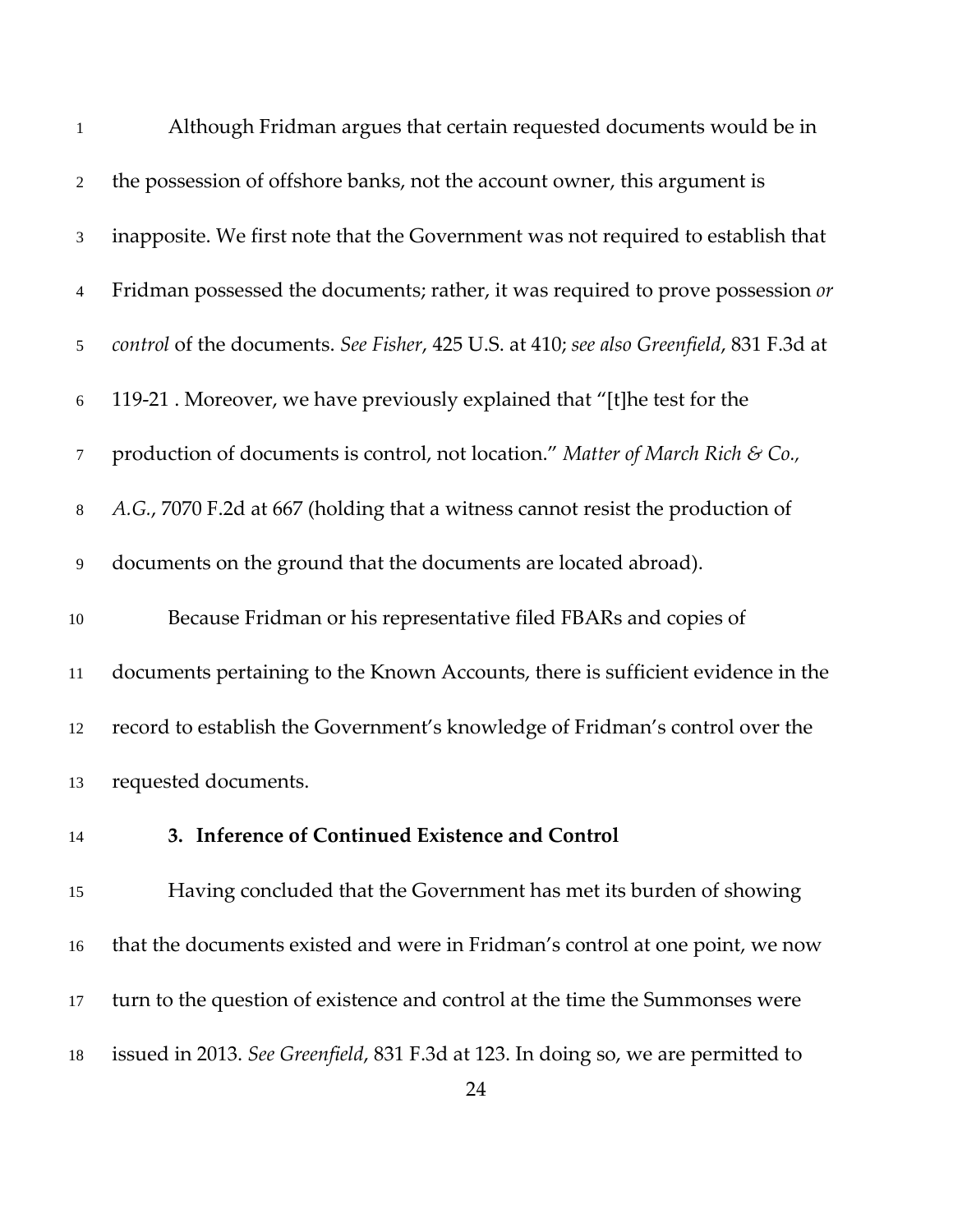Although Fridman argues that certain requested documents would be in the possession of offshore banks, not the account owner, this argument is inapposite. We first note that the Government was not required to establish that Fridman possessed the documents; rather, it was required to prove possession *or control* of the documents. *See Fisher*, 425 U.S. at 410; *see also Greenfield*, 831 F.3d at 119-21 . Moreover, we have previously explained that "[t]he test for the production of documents is control, not location." *Matter of March Rich & Co., A.G.*, 7070 F.2d at 667 (holding that a witness cannot resist the production of documents on the ground that the documents are located abroad).

Because Fridman or his representative filed FBARs and copies of documents pertaining to the Known Accounts, there is sufficient evidence in the record to establish the Government's knowledge of Fridman's control over the requested documents.

### 3. Inference of Continued Existence and Control

Having concluded that the Government has met its burden of showing that the documents existed and were in Fridman's control at one point, we now turn to the question of existence and control at the time the Summonses were issued in 2013. *See Greenfield*, 831 F.3d at 123. In doing so, we are permitted to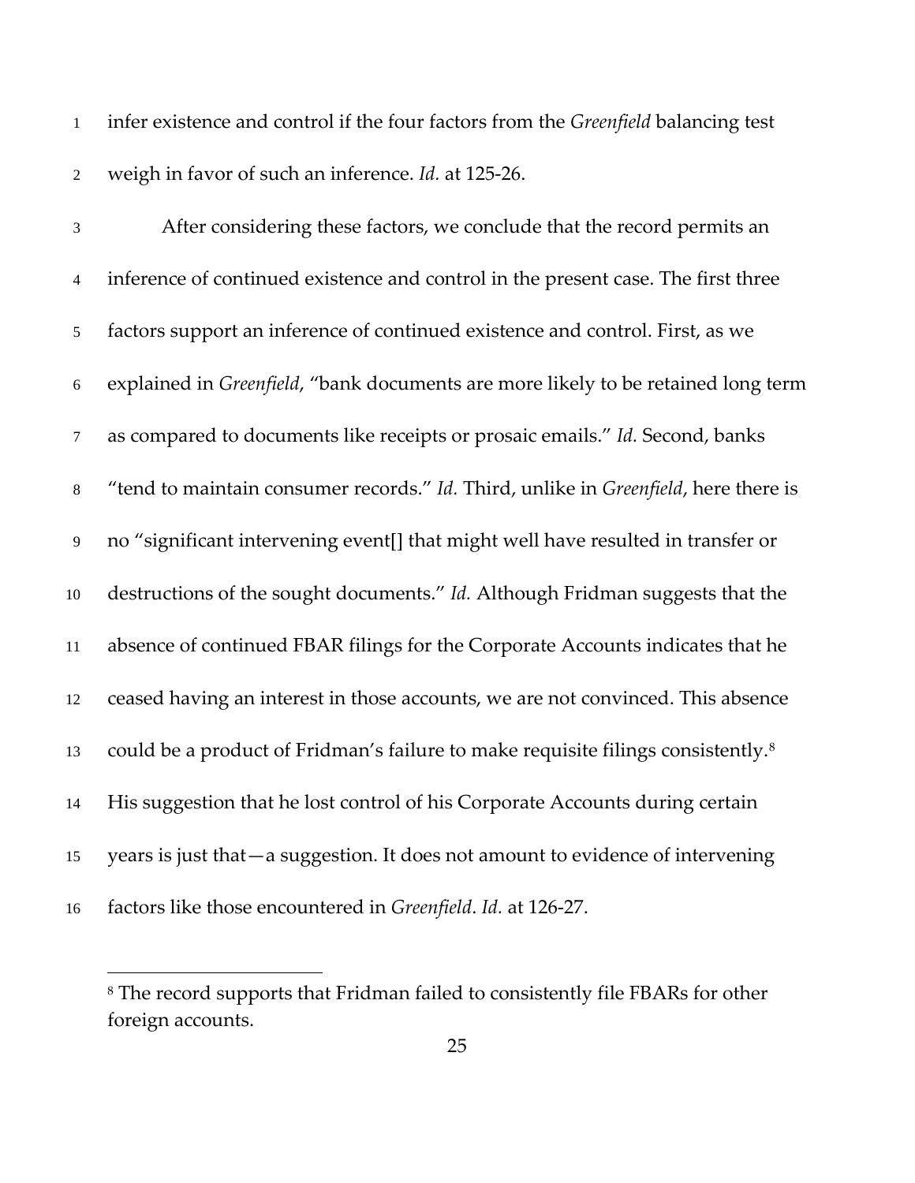infer existence and control if the four factors from the *Greenfield* balancing test weigh in favor of such an inference. *Id.* at 125-26.

After considering these factors, we conclude that the record permits an inference of continued existence and control in the present case. The first three factors support an inference of continued existence and control. First, as we explained in *Greenfield*, "bank documents are more likely to be retained long term as compared to documents like receipts or prosaic emails." *Id.* Second, banks "tend to maintain consumer records." *Id.* Third, unlike in *Greenfield*, here there is no "significant intervening event[] that might well have resulted in transfer or destructions of the sought documents." *Id.* Although Fridman suggests that the absence of continued FBAR filings for the Corporate Accounts indicates that he ceased having an interest in those accounts, we are not convinced. This absence could be a product of Fridman's failure to make requisite filings consistently.[8] His suggestion that he lost control of his Corporate Accounts during certain years is just that—a suggestion. It does not amount to evidence of intervening factors like those encountered in *Greenfield*. *Id.* at 126-27.

---

[8] The record supports that Fridman failed to consistently file FBARs for other foreign accounts.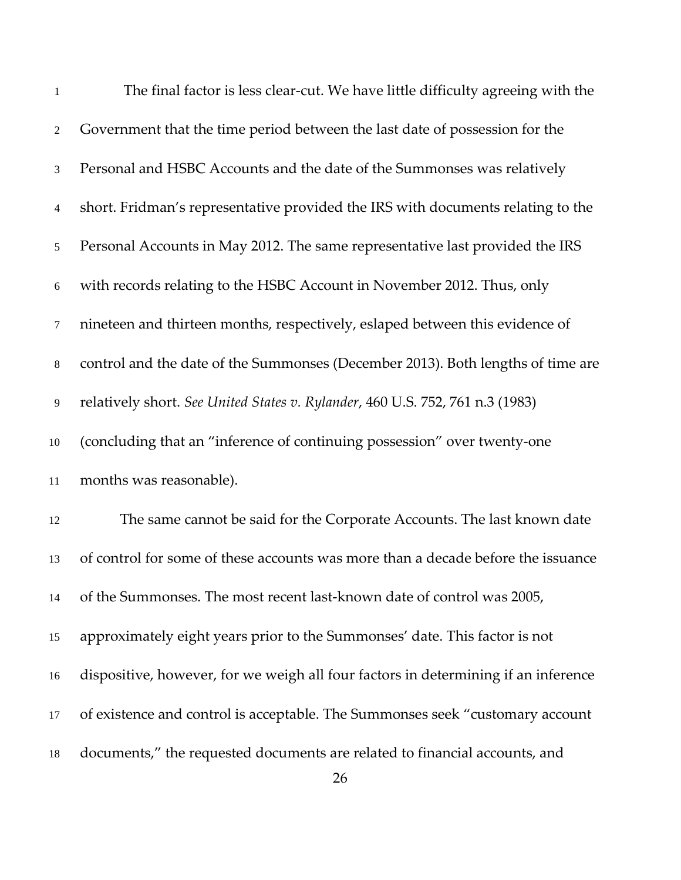The final factor is less clear-cut. We have little difficulty agreeing with the Government that the time period between the last date of possession for the Personal and HSBC Accounts and the date of the Summonses was relatively short. Fridman's representative provided the IRS with documents relating to the Personal Accounts in May 2012. The same representative last provided the IRS with records relating to the HSBC Account in November 2012. Thus, only nineteen and thirteen months, respectively, eslaped between this evidence of control and the date of the Summonses (December 2013). Both lengths of time are relatively short. *See United States v. Rylander*, 460 U.S. 752, 761 n.3 (1983) (concluding that an "inference of continuing possession" over twenty-one months was reasonable).

The same cannot be said for the Corporate Accounts. The last known date of control for some of these accounts was more than a decade before the issuance of the Summonses. The most recent last-known date of control was 2005, approximately eight years prior to the Summonses' date. This factor is not dispositive, however, for we weigh all four factors in determining if an inference of existence and control is acceptable. The Summonses seek "customary account documents," the requested documents are related to financial accounts, and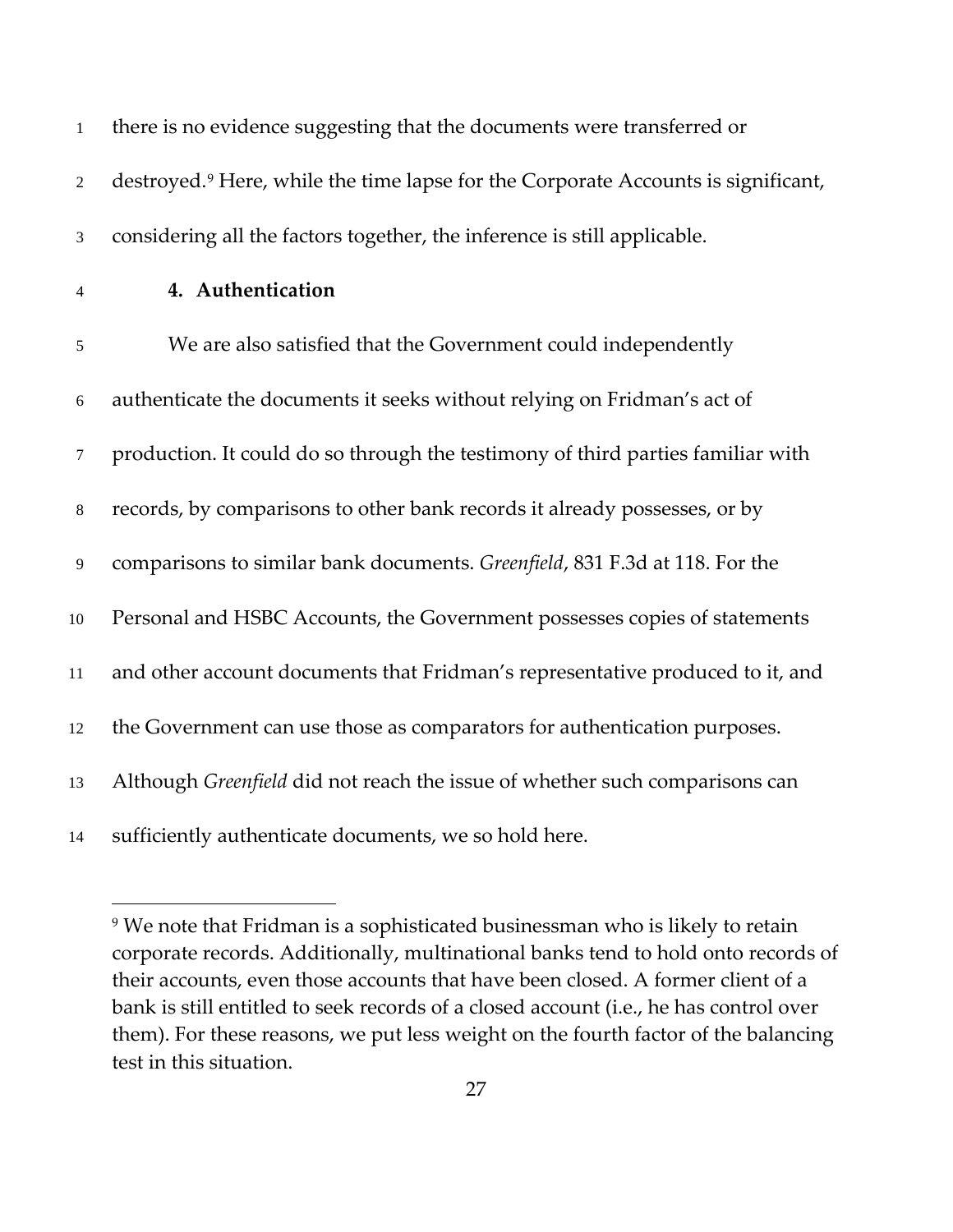there is no evidence suggesting that the documents were transferred or destroyed.[9] Here, while the time lapse for the Corporate Accounts is significant, considering all the factors together, the inference is still applicable.

### 4. Authentication

We are also satisfied that the Government could independently authenticate the documents it seeks without relying on Fridman's act of production. It could do so through the testimony of third parties familiar with records, by comparisons to other bank records it already possesses, or by comparisons to similar bank documents. *Greenfield*, 831 F.3d at 118. For the Personal and HSBC Accounts, the Government possesses copies of statements and other account documents that Fridman's representative produced to it, and the Government can use those as comparators for authentication purposes. Although *Greenfield* did not reach the issue of whether such comparisons can sufficiently authenticate documents, we so hold here.

---

[9] We note that Fridman is a sophisticated businessman who is likely to retain corporate records. Additionally, multinational banks tend to hold onto records of their accounts, even those accounts that have been closed. A former client of a bank is still entitled to seek records of a closed account (i.e., he has control over them). For these reasons, we put less weight on the fourth factor of the balancing test in this situation.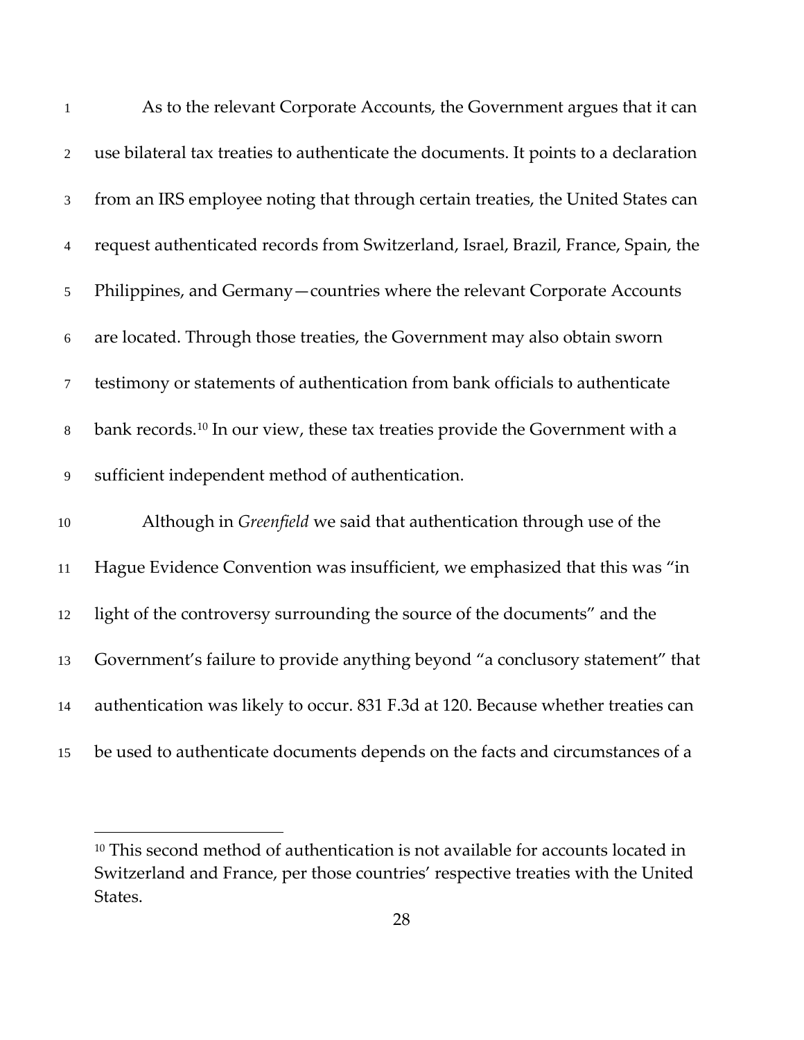As to the relevant Corporate Accounts, the Government argues that it can use bilateral tax treaties to authenticate the documents. It points to a declaration from an IRS employee noting that through certain treaties, the United States can request authenticated records from Switzerland, Israel, Brazil, France, Spain, the Philippines, and Germany—countries where the relevant Corporate Accounts are located. Through those treaties, the Government may also obtain sworn testimony or statements of authentication from bank officials to authenticate bank records.[10] In our view, these tax treaties provide the Government with a sufficient independent method of authentication.

Although in *Greenfield* we said that authentication through use of the Hague Evidence Convention was insufficient, we emphasized that this was "in light of the controversy surrounding the source of the documents" and the Government's failure to provide anything beyond "a conclusory statement" that authentication was likely to occur. 831 F.3d at 120. Because whether treaties can be used to authenticate documents depends on the facts and circumstances of a

---

[10] This second method of authentication is not available for accounts located in Switzerland and France, per those countries' respective treaties with the United States.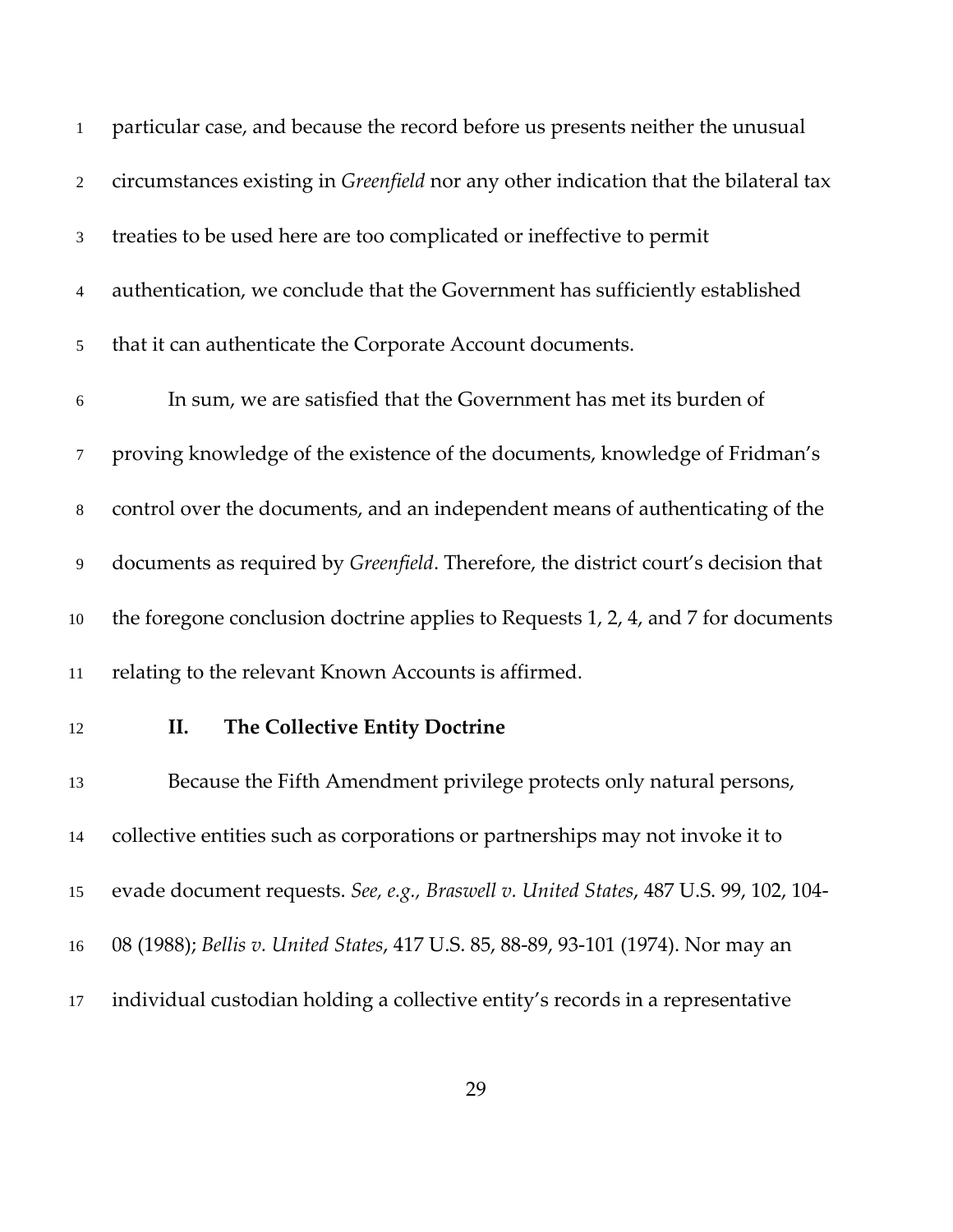particular case, and because the record before us presents neither the unusual circumstances existing in *Greenfield* nor any other indication that the bilateral tax treaties to be used here are too complicated or ineffective to permit authentication, we conclude that the Government has sufficiently established that it can authenticate the Corporate Account documents.

In sum, we are satisfied that the Government has met its burden of proving knowledge of the existence of the documents, knowledge of Fridman's control over the documents, and an independent means of authenticating of the documents as required by *Greenfield*. Therefore, the district court's decision that the foregone conclusion doctrine applies to Requests 1, 2, 4, and 7 for documents relating to the relevant Known Accounts is affirmed.

## II. The Collective Entity Doctrine

Because the Fifth Amendment privilege protects only natural persons, collective entities such as corporations or partnerships may not invoke it to evade document requests. *See, e.g., Braswell v. United States*, 487 U.S. 99, 102, 104-08 (1988); *Bellis v. United States*, 417 U.S. 85, 88-89, 93-101 (1974). Nor may an individual custodian holding a collective entity's records in a representative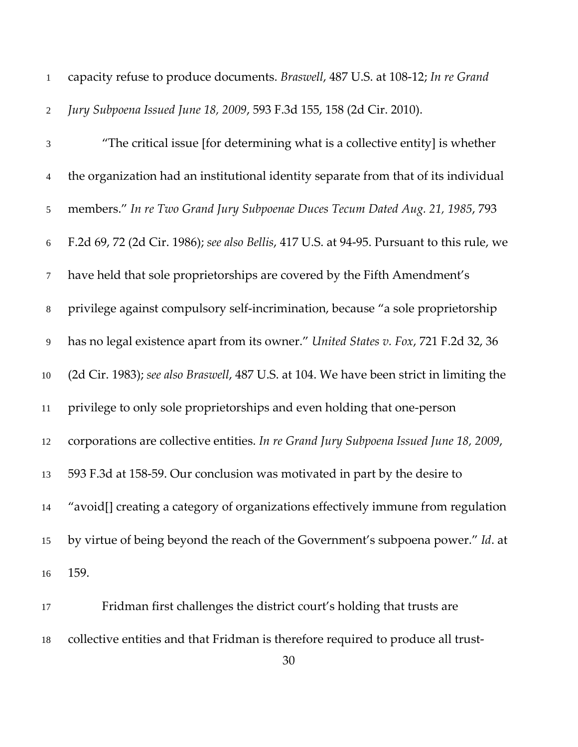capacity refuse to produce documents. *Braswell*, 487 U.S. at 108-12; *In re Grand Jury Subpoena Issued June 18, 2009*, 593 F.3d 155, 158 (2d Cir. 2010).

"The critical issue [for determining what is a collective entity] is whether the organization had an institutional identity separate from that of its individual members." *In re Two Grand Jury Subpoenae Duces Tecum Dated Aug. 21, 1985*, 793 F.2d 69, 72 (2d Cir. 1986); *see also Bellis*, 417 U.S. at 94-95. Pursuant to this rule, we have held that sole proprietorships are covered by the Fifth Amendment's privilege against compulsory self-incrimination, because "a sole proprietorship has no legal existence apart from its owner." *United States v. Fox*, 721 F.2d 32, 36 (2d Cir. 1983); *see also Braswell*, 487 U.S. at 104. We have been strict in limiting the privilege to only sole proprietorships and even holding that one-person corporations are collective entities. *In re Grand Jury Subpoena Issued June 18, 2009*, 593 F.3d at 158-59. Our conclusion was motivated in part by the desire to "avoid[] creating a category of organizations effectively immune from regulation by virtue of being beyond the reach of the Government's subpoena power." *Id*. at 159.

Fridman first challenges the district court's holding that trusts are collective entities and that Fridman is therefore required to produce all trust-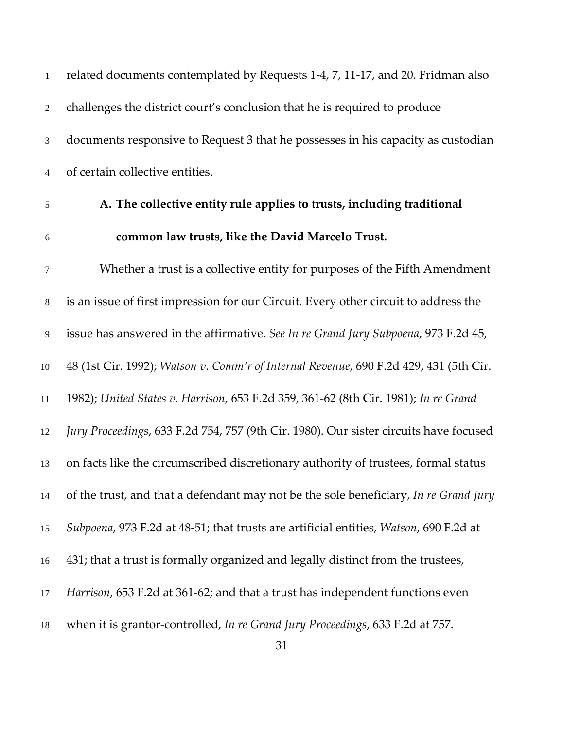related documents contemplated by Requests 1-4, 7, 11-17, and 20. Fridman also challenges the district court's conclusion that he is required to produce documents responsive to Request 3 that he possesses in his capacity as custodian of certain collective entities.

### A. The collective entity rule applies to trusts, including traditional common law trusts, like the David Marcelo Trust.

Whether a trust is a collective entity for purposes of the Fifth Amendment is an issue of first impression for our Circuit. Every other circuit to address the issue has answered in the affirmative. *See In re Grand Jury Subpoena*, 973 F.2d 45, 48 (1st Cir. 1992); *Watson v. Comm'r of Internal Revenue*, 690 F.2d 429, 431 (5th Cir. 1982); *United States v. Harrison*, 653 F.2d 359, 361-62 (8th Cir. 1981); *In re Grand Jury Proceedings*, 633 F.2d 754, 757 (9th Cir. 1980). Our sister circuits have focused on facts like the circumscribed discretionary authority of trustees, formal status of the trust, and that a defendant may not be the sole beneficiary, *In re Grand Jury Subpoena*, 973 F.2d at 48-51; that trusts are artificial entities, *Watson*, 690 F.2d at 431; that a trust is formally organized and legally distinct from the trustees, *Harrison*, 653 F.2d at 361-62; and that a trust has independent functions even when it is grantor-controlled, *In re Grand Jury Proceedings*, 633 F.2d at 757.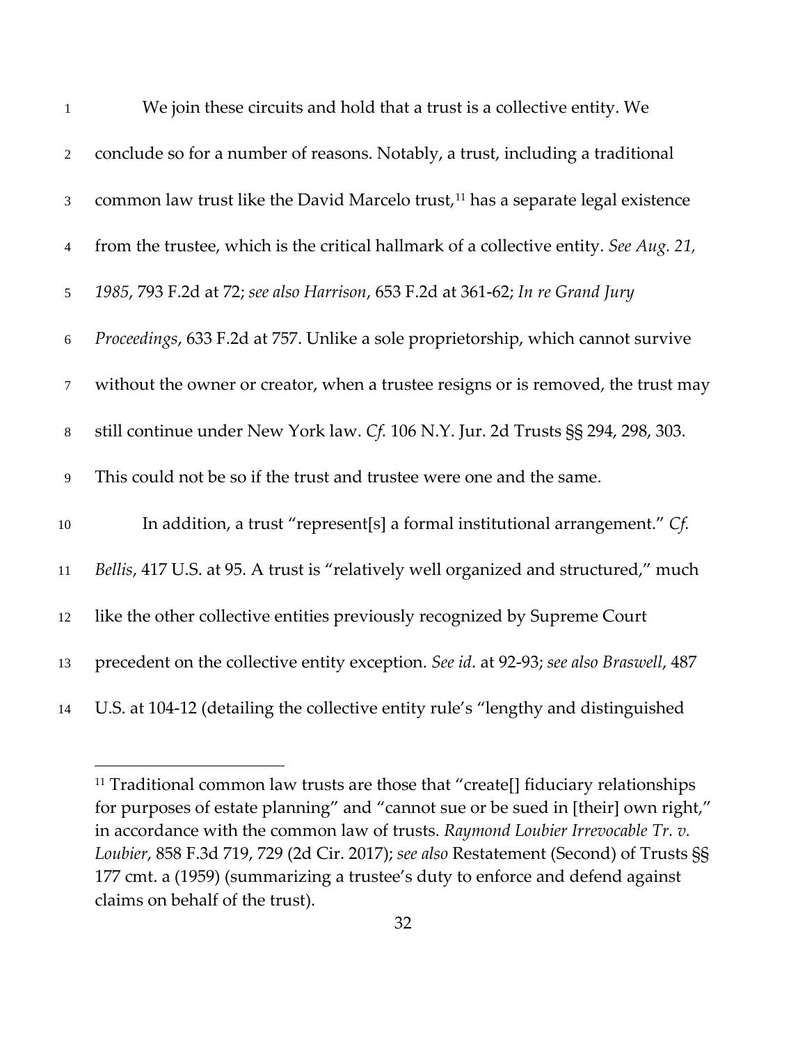We join these circuits and hold that a trust is a collective entity. We conclude so for a number of reasons. Notably, a trust, including a traditional common law trust like the David Marcelo trust,[11] has a separate legal existence from the trustee, which is the critical hallmark of a collective entity. *See Aug. 21, 1985*, 793 F.2d at 72; *see also Harrison*, 653 F.2d at 361-62; *In re Grand Jury Proceedings*, 633 F.2d at 757. Unlike a sole proprietorship, which cannot survive without the owner or creator, when a trustee resigns or is removed, the trust may still continue under New York law. *Cf.* 106 N.Y. Jur. 2d Trusts §§ 294, 298, 303. This could not be so if the trust and trustee were one and the same.

In addition, a trust "represent[s] a formal institutional arrangement." *Cf. Bellis*, 417 U.S. at 95. A trust is "relatively well organized and structured," much like the other collective entities previously recognized by Supreme Court precedent on the collective entity exception. *See id*. at 92-93; *see also Braswell*, 487 U.S. at 104-12 (detailing the collective entity rule's "lengthy and distinguished

---

[11] Traditional common law trusts are those that "create[] fiduciary relationships for purposes of estate planning" and "cannot sue or be sued in [their] own right," in accordance with the common law of trusts. *Raymond Loubier Irrevocable Tr. v. Loubier*, 858 F.3d 719, 729 (2d Cir. 2017); *see also* Restatement (Second) of Trusts §§ 177 cmt. a (1959) (summarizing a trustee's duty to enforce and defend against claims on behalf of the trust).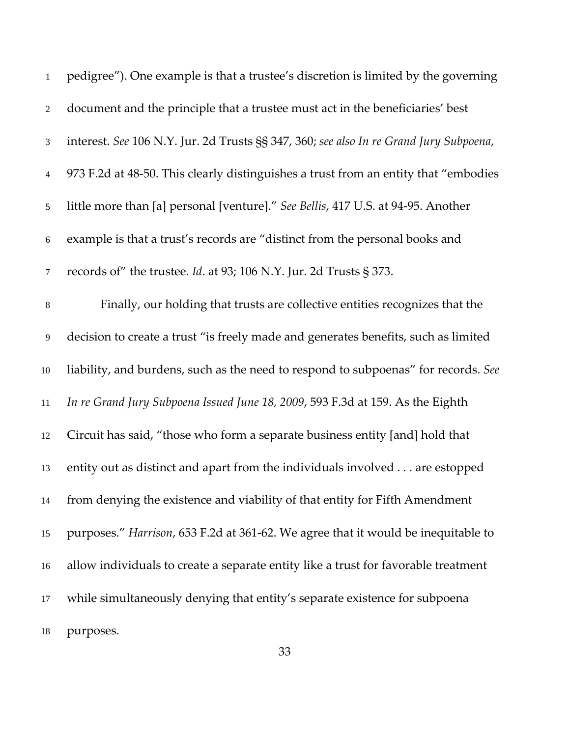pedigree"). One example is that a trustee's discretion is limited by the governing document and the principle that a trustee must act in the beneficiaries' best interest. *See* 106 N.Y. Jur. 2d Trusts §§ 347, 360; *see also In re Grand Jury Subpoena*, 973 F.2d at 48-50. This clearly distinguishes a trust from an entity that "embodies little more than [a] personal [venture]." *See Bellis*, 417 U.S. at 94-95. Another example is that a trust's records are "distinct from the personal books and records of" the trustee. *Id*. at 93; 106 N.Y. Jur. 2d Trusts § 373.

Finally, our holding that trusts are collective entities recognizes that the decision to create a trust "is freely made and generates benefits, such as limited liability, and burdens, such as the need to respond to subpoenas" for records. *See In re Grand Jury Subpoena Issued June 18, 2009*, 593 F.3d at 159. As the Eighth Circuit has said, "those who form a separate business entity [and] hold that entity out as distinct and apart from the individuals involved . . . are estopped from denying the existence and viability of that entity for Fifth Amendment purposes." *Harrison*, 653 F.2d at 361-62. We agree that it would be inequitable to allow individuals to create a separate entity like a trust for favorable treatment while simultaneously denying that entity's separate existence for subpoena purposes.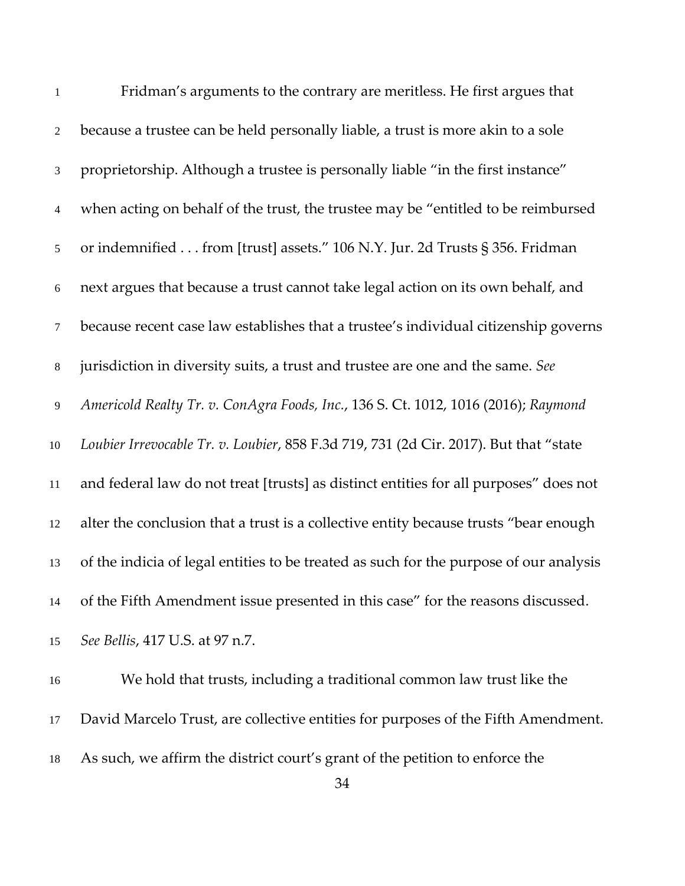Fridman's arguments to the contrary are meritless. He first argues that because a trustee can be held personally liable, a trust is more akin to a sole proprietorship. Although a trustee is personally liable "in the first instance" when acting on behalf of the trust, the trustee may be "entitled to be reimbursed or indemnified . . . from [trust] assets." 106 N.Y. Jur. 2d Trusts § 356. Fridman next argues that because a trust cannot take legal action on its own behalf, and because recent case law establishes that a trustee's individual citizenship governs jurisdiction in diversity suits, a trust and trustee are one and the same. *See Americold Realty Tr. v. ConAgra Foods, Inc.*, 136 S. Ct. 1012, 1016 (2016); *Raymond Loubier Irrevocable Tr. v. Loubier*, 858 F.3d 719, 731 (2d Cir. 2017). But that "state and federal law do not treat [trusts] as distinct entities for all purposes" does not alter the conclusion that a trust is a collective entity because trusts "bear enough of the indicia of legal entities to be treated as such for the purpose of our analysis of the Fifth Amendment issue presented in this case" for the reasons discussed. *See Bellis*, 417 U.S. at 97 n.7.

We hold that trusts, including a traditional common law trust like the David Marcelo Trust, are collective entities for purposes of the Fifth Amendment. As such, we affirm the district court's grant of the petition to enforce the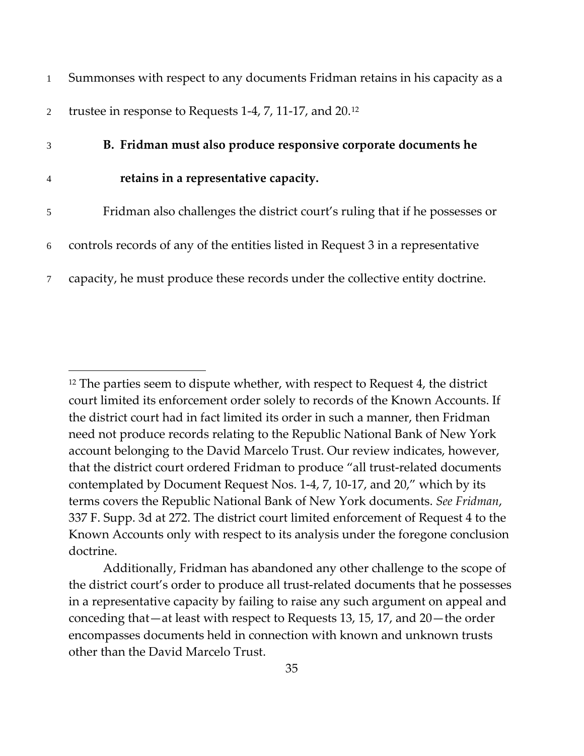Summonses with respect to any documents Fridman retains in his capacity as a trustee in response to Requests 1-4, 7, 11-17, and 20.[12]

### B. Fridman must also produce responsive corporate documents he retains in a representative capacity.

Fridman also challenges the district court's ruling that if he possesses or controls records of any of the entities listed in Request 3 in a representative capacity, he must produce these records under the collective entity doctrine.

---

[12] The parties seem to dispute whether, with respect to Request 4, the district court limited its enforcement order solely to records of the Known Accounts. If the district court had in fact limited its order in such a manner, then Fridman need not produce records relating to the Republic National Bank of New York account belonging to the David Marcelo Trust. Our review indicates, however, that the district court ordered Fridman to produce "all trust-related documents contemplated by Document Request Nos. 1-4, 7, 10-17, and 20," which by its terms covers the Republic National Bank of New York documents. *See Fridman*, 337 F. Supp. 3d at 272. The district court limited enforcement of Request 4 to the Known Accounts only with respect to its analysis under the foregone conclusion doctrine.

Additionally, Fridman has abandoned any other challenge to the scope of the district court's order to produce all trust-related documents that he possesses in a representative capacity by failing to raise any such argument on appeal and conceding that—at least with respect to Requests 13, 15, 17, and 20—the order encompasses documents held in connection with known and unknown trusts other than the David Marcelo Trust.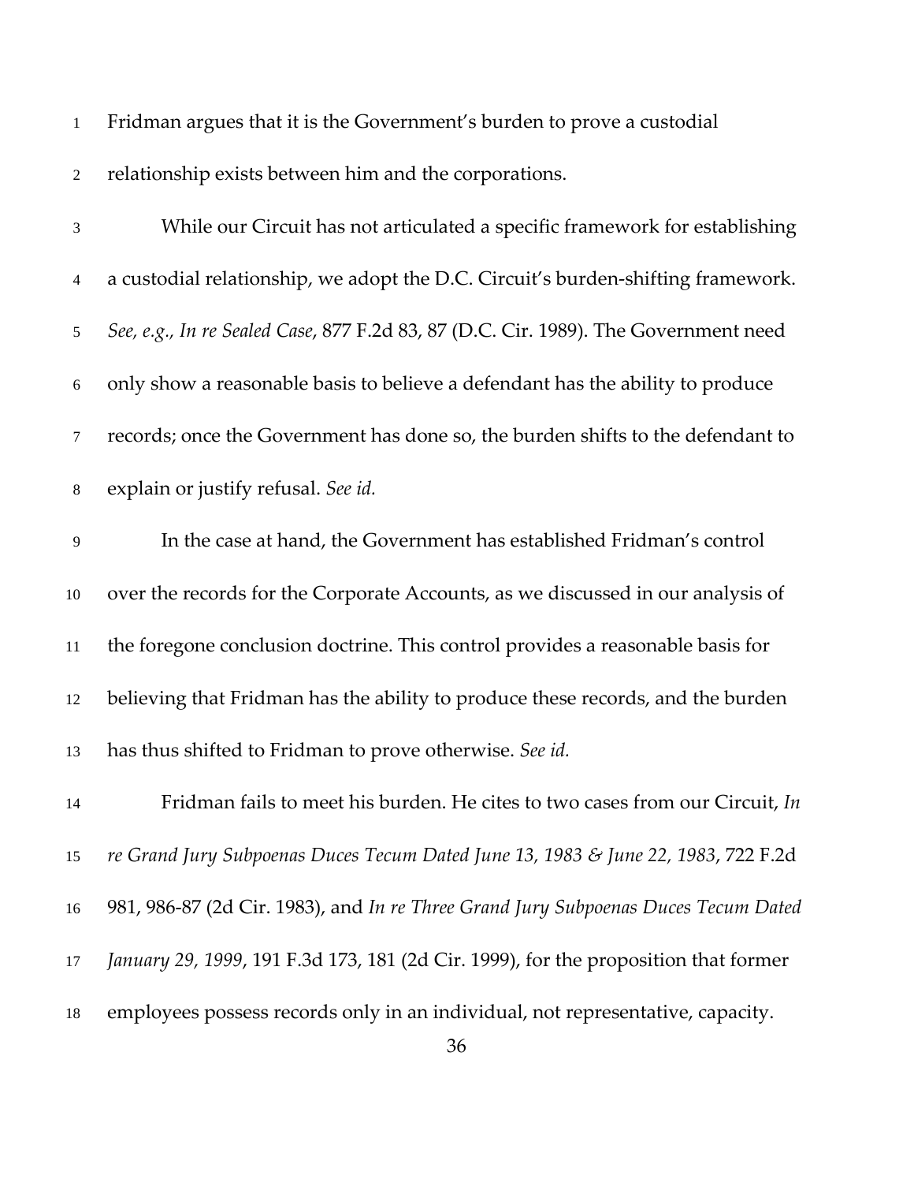Fridman argues that it is the Government's burden to prove a custodial relationship exists between him and the corporations.

While our Circuit has not articulated a specific framework for establishing a custodial relationship, we adopt the D.C. Circuit's burden-shifting framework. *See, e.g., In re Sealed Case*, 877 F.2d 83, 87 (D.C. Cir. 1989). The Government need only show a reasonable basis to believe a defendant has the ability to produce records; once the Government has done so, the burden shifts to the defendant to explain or justify refusal. *See id.*

In the case at hand, the Government has established Fridman's control over the records for the Corporate Accounts, as we discussed in our analysis of the foregone conclusion doctrine. This control provides a reasonable basis for believing that Fridman has the ability to produce these records, and the burden has thus shifted to Fridman to prove otherwise. *See id.*

Fridman fails to meet his burden. He cites to two cases from our Circuit, *In re Grand Jury Subpoenas Duces Tecum Dated June 13, 1983 & June 22, 1983*, 722 F.2d 981, 986-87 (2d Cir. 1983), and *In re Three Grand Jury Subpoenas Duces Tecum Dated January 29, 1999*, 191 F.3d 173, 181 (2d Cir. 1999), for the proposition that former employees possess records only in an individual, not representative, capacity.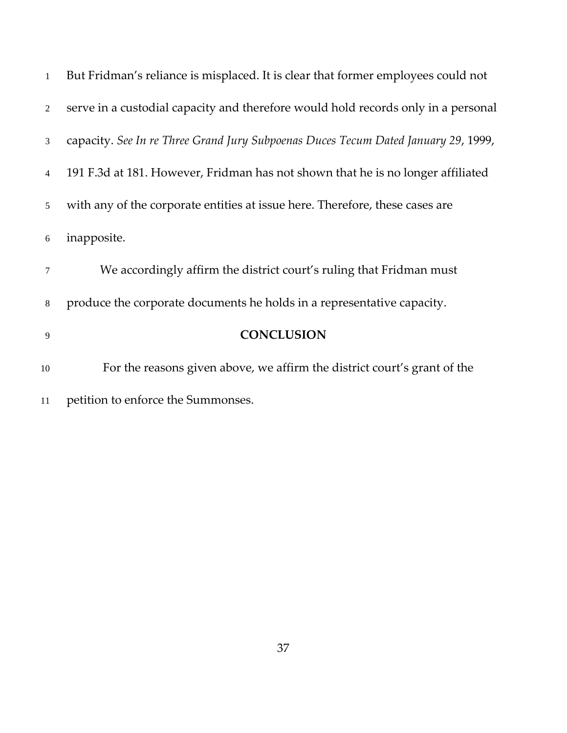But Fridman's reliance is misplaced. It is clear that former employees could not serve in a custodial capacity and therefore would hold records only in a personal capacity. *See In re Three Grand Jury Subpoenas Duces Tecum Dated January 29*, 1999, 191 F.3d at 181. However, Fridman has not shown that he is no longer affiliated with any of the corporate entities at issue here. Therefore, these cases are inapposite.

We accordingly affirm the district court's ruling that Fridman must produce the corporate documents he holds in a representative capacity.

## CONCLUSION

For the reasons given above, we affirm the district court's grant of the petition to enforce the Summonses.